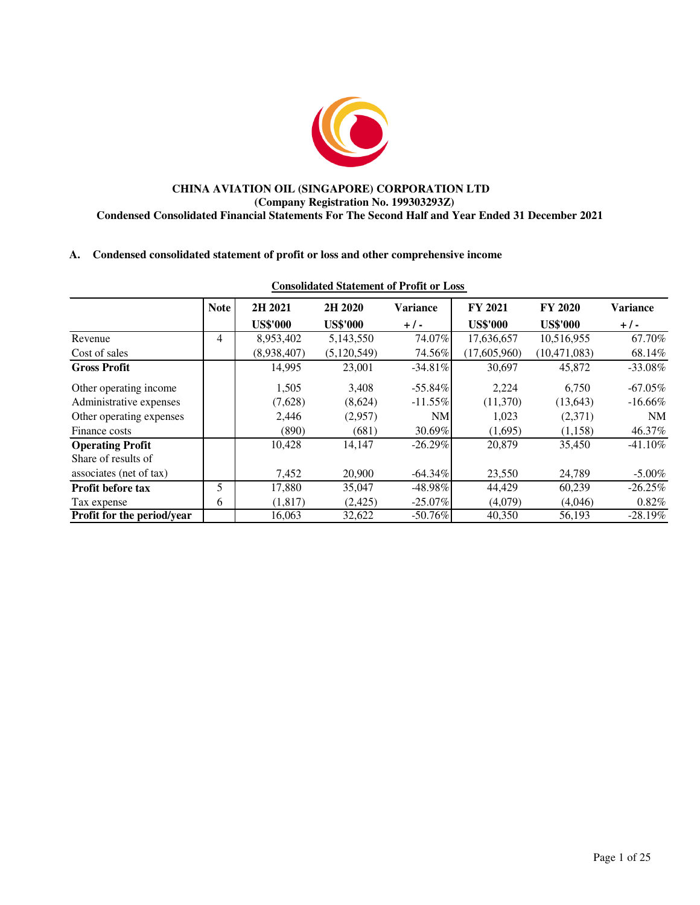**CHINA AVIATION OIL (SINGAPORE) CORPORATION LTD**
**(Company Registration No. 199303293Z)**
**Condensed Consolidated Financial Statements For The Second Half and Year Ended 31 December 2021**

## A. Condensed consolidated statement of profit or loss and other comprehensive income

**Consolidated Statement of Profit or Loss**

| | Note | 2H 2021 | 2H 2020 | Variance | FY 2021 | FY 2020 | Variance |
|---|---|---|---|---|---|---|---|
| | | US$'000 | US$'000 | + / - | US$'000 | US$'000 | + / - |
| Revenue | 4 | 8,953,402 | 5,143,550 | 74.07% | 17,636,657 | 10,516,955 | 67.70% |
| Cost of sales | | (8,938,407) | (5,120,549) | 74.56% | (17,605,960) | (10,471,083) | 68.14% |
| **Gross Profit** | | 14,995 | 23,001 | -34.81% | 30,697 | 45,872 | -33.08% |
| Other operating income | | 1,505 | 3,408 | -55.84% | 2,224 | 6,750 | -67.05% |
| Administrative expenses | | (7,628) | (8,624) | -11.55% | (11,370) | (13,643) | -16.66% |
| Other operating expenses | | 2,446 | (2,957) | NM | 1,023 | (2,371) | NM |
| Finance costs | | (890) | (681) | 30.69% | (1,695) | (1,158) | 46.37% |
| **Operating Profit** | | 10,428 | 14,147 | -26.29% | 20,879 | 35,450 | -41.10% |
| Share of results of associates (net of tax) | | 7,452 | 20,900 | -64.34% | 23,550 | 24,789 | -5.00% |
| **Profit before tax** | 5 | 17,880 | 35,047 | -48.98% | 44,429 | 60,239 | -26.25% |
| Tax expense | 6 | (1,817) | (2,425) | -25.07% | (4,079) | (4,046) | 0.82% |
| **Profit for the period/year** | | 16,063 | 32,622 | -50.76% | 40,350 | 56,193 | -28.19% |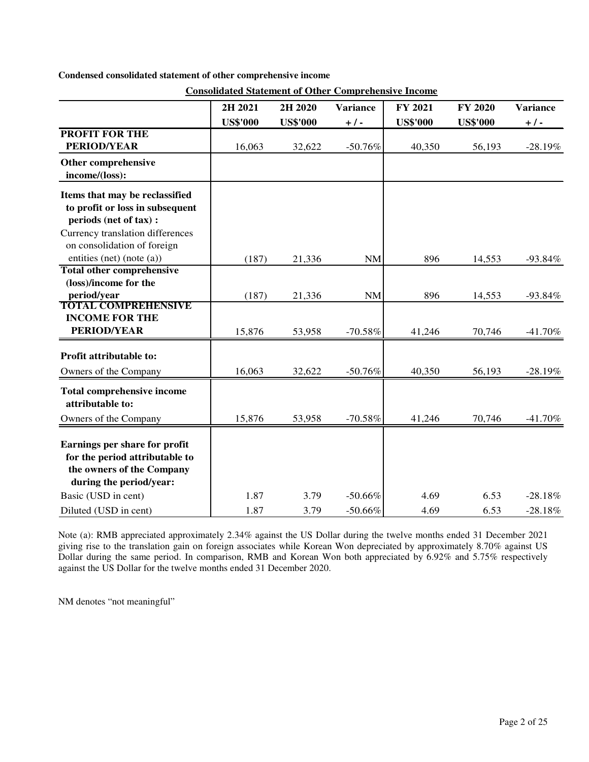**Condensed consolidated statement of other comprehensive income**

**Consolidated Statement of Other Comprehensive Income**

| | 2H 2021 | 2H 2020 | Variance | FY 2021 | FY 2020 | Variance |
|---|---|---|---|---|---|---|
| | US$'000 | US$'000 | + / - | US$'000 | US$'000 | + / - |
| **PROFIT FOR THE PERIOD/YEAR** | 16,063 | 32,622 | -50.76% | 40,350 | 56,193 | -28.19% |
| **Other comprehensive income/(loss):** | | | | | | |
| **Items that may be reclassified to profit or loss in subsequent periods (net of tax) :** | | | | | | |
| Currency translation differences on consolidation of foreign entities (net) (note (a)) | (187) | 21,336 | NM | 896 | 14,553 | -93.84% |
| **Total other comprehensive (loss)/income for the period/year** | (187) | 21,336 | NM | 896 | 14,553 | -93.84% |
| **TOTAL COMPREHENSIVE INCOME FOR THE PERIOD/YEAR** | 15,876 | 53,958 | -70.58% | 41,246 | 70,746 | -41.70% |
| **Profit attributable to:** | | | | | | |
| Owners of the Company | 16,063 | 32,622 | -50.76% | 40,350 | 56,193 | -28.19% |
| **Total comprehensive income attributable to:** | | | | | | |
| Owners of the Company | 15,876 | 53,958 | -70.58% | 41,246 | 70,746 | -41.70% |
| **Earnings per share for profit for the period attributable to the owners of the Company during the period/year:** | | | | | | |
| Basic (USD in cent) | 1.87 | 3.79 | -50.66% | 4.69 | 6.53 | -28.18% |
| Diluted (USD in cent) | 1.87 | 3.79 | -50.66% | 4.69 | 6.53 | -28.18% |

Note (a): RMB appreciated approximately 2.34% against the US Dollar during the twelve months ended 31 December 2021 giving rise to the translation gain on foreign associates while Korean Won depreciated by approximately 8.70% against US Dollar during the same period. In comparison, RMB and Korean Won both appreciated by 6.92% and 5.75% respectively against the US Dollar for the twelve months ended 31 December 2020.

NM denotes "not meaningful"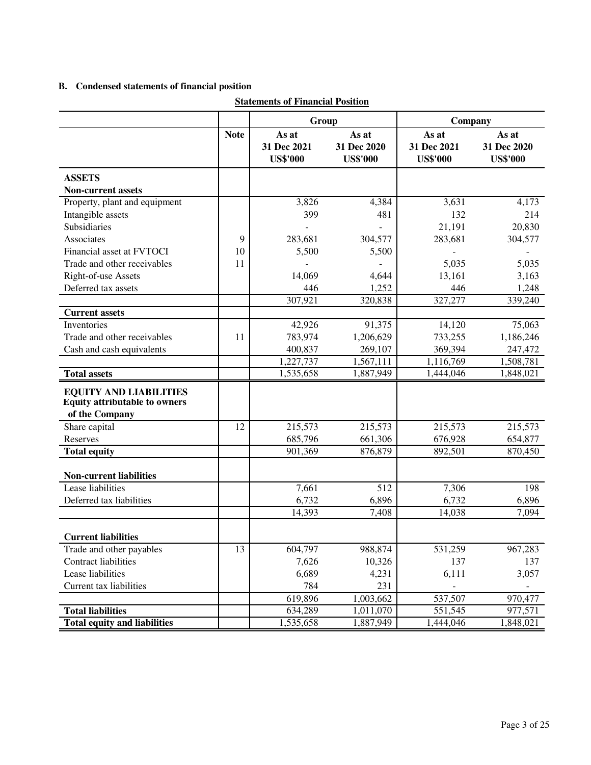## B. Condensed statements of financial position

**Statements of Financial Position**

| | | Group | | Company | |
|---|---|---|---|---|---|
| | **Note** | **As at 31 Dec 2021 US$'000** | **As at 31 Dec 2020 US$'000** | **As at 31 Dec 2021 US$'000** | **As at 31 Dec 2020 US$'000** |
| **ASSETS** | | | | | |
| **Non-current assets** | | | | | |
| Property, plant and equipment | | 3,826 | 4,384 | 3,631 | 4,173 |
| Intangible assets | | 399 | 481 | 132 | 214 |
| Subsidiaries | | - | - | 21,191 | 20,830 |
| Associates | 9 | 283,681 | 304,577 | 283,681 | 304,577 |
| Financial asset at FVTOCI | 10 | 5,500 | 5,500 | - | - |
| Trade and other receivables | 11 | - | - | 5,035 | 5,035 |
| Right-of-use Assets | | 14,069 | 4,644 | 13,161 | 3,163 |
| Deferred tax assets | | 446 | 1,252 | 446 | 1,248 |
| | | 307,921 | 320,838 | 327,277 | 339,240 |
| **Current assets** | | | | | |
| Inventories | | 42,926 | 91,375 | 14,120 | 75,063 |
| Trade and other receivables | 11 | 783,974 | 1,206,629 | 733,255 | 1,186,246 |
| Cash and cash equivalents | | 400,837 | 269,107 | 369,394 | 247,472 |
| | | 1,227,737 | 1,567,111 | 1,116,769 | 1,508,781 |
| **Total assets** | | 1,535,658 | 1,887,949 | 1,444,046 | 1,848,021 |
| **EQUITY AND LIABILITIES** | | | | | |
| **Equity attributable to owners of the Company** | | | | | |
| Share capital | 12 | 215,573 | 215,573 | 215,573 | 215,573 |
| Reserves | | 685,796 | 661,306 | 676,928 | 654,877 |
| **Total equity** | | 901,369 | 876,879 | 892,501 | 870,450 |
| **Non-current liabilities** | | | | | |
| Lease liabilities | | 7,661 | 512 | 7,306 | 198 |
| Deferred tax liabilities | | 6,732 | 6,896 | 6,732 | 6,896 |
| | | 14,393 | 7,408 | 14,038 | 7,094 |
| **Current liabilities** | | | | | |
| Trade and other payables | 13 | 604,797 | 988,874 | 531,259 | 967,283 |
| Contract liabilities | | 7,626 | 10,326 | 137 | 137 |
| Lease liabilities | | 6,689 | 4,231 | 6,111 | 3,057 |
| Current tax liabilities | | 784 | 231 | - | - |
| | | 619,896 | 1,003,662 | 537,507 | 970,477 |
| **Total liabilities** | | 634,289 | 1,011,070 | 551,545 | 977,571 |
| **Total equity and liabilities** | | 1,535,658 | 1,887,949 | 1,444,046 | 1,848,021 |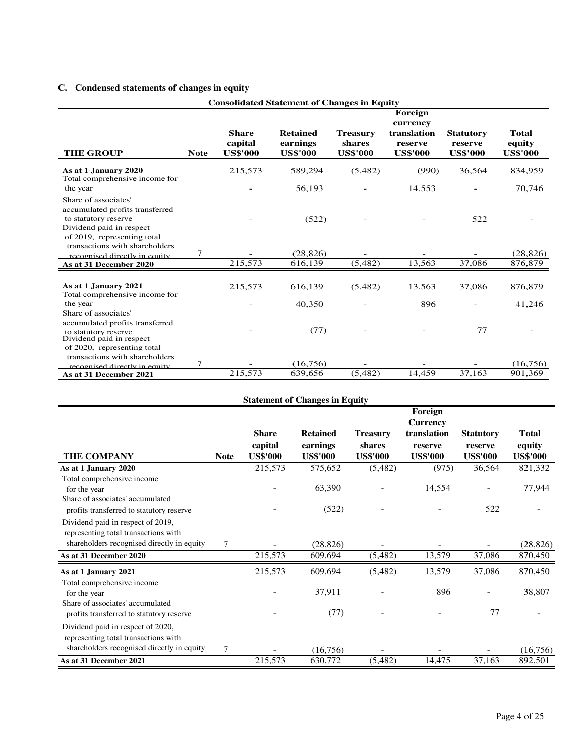## C. Condensed statements of changes in equity

**Consolidated Statement of Changes in Equity**

| THE GROUP | Note | Share capital US$'000 | Retained earnings US$'000 | Treasury shares US$'000 | Foreign currency translation reserve US$'000 | Statutory reserve US$'000 | Total equity US$'000 |
|---|---|---|---|---|---|---|---|
| **As at 1 January 2020** | | 215,573 | 589,294 | (5,482) | (990) | 36,564 | 834,959 |
| Total comprehensive income for the year | | - | 56,193 | - | 14,553 | - | 70,746 |
| Share of associates' accumulated profits transferred to statutory reserve | | - | (522) | - | - | 522 | - |
| Dividend paid in respect of 2019, representing total transactions with shareholders recognised directly in equity | 7 | - | (28,826) | - | - | - | (28,826) |
| **As at 31 December 2020** | | 215,573 | 616,139 | (5,482) | 13,563 | 37,086 | 876,879 |
| | | | | | | | |
| **As at 1 January 2021** | | 215,573 | 616,139 | (5,482) | 13,563 | 37,086 | 876,879 |
| Total comprehensive income for the year | | - | 40,350 | - | 896 | - | 41,246 |
| Share of associates' accumulated profits transferred to statutory reserve | | - | (77) | - | - | 77 | - |
| Dividend paid in respect of 2020, representing total transactions with shareholders recognised directly in equity | 7 | - | (16,756) | - | - | - | (16,756) |
| **As at 31 December 2021** | | 215,573 | 639,656 | (5,482) | 14,459 | 37,163 | 901,369 |

**Statement of Changes in Equity**

| THE COMPANY | Note | Share capital US$'000 | Retained earnings US$'000 | Treasury shares US$'000 | Foreign Currency translation reserve US$'000 | Statutory reserve US$'000 | Total equity US$'000 |
|---|---|---|---|---|---|---|---|
| **As at 1 January 2020** | | 215,573 | 575,652 | (5,482) | (975) | 36,564 | 821,332 |
| Total comprehensive income for the year | | - | 63,390 | - | 14,554 | - | 77,944 |
| Share of associates' accumulated profits transferred to statutory reserve | | - | (522) | - | - | 522 | - |
| Dividend paid in respect of 2019, representing total transactions with shareholders recognised directly in equity | 7 | - | (28,826) | - | - | - | (28,826) |
| **As at 31 December 2020** | | 215,573 | 609,694 | (5,482) | 13,579 | 37,086 | 870,450 |
| **As at 1 January 2021** | | 215,573 | 609,694 | (5,482) | 13,579 | 37,086 | 870,450 |
| Total comprehensive income for the year | | - | 37,911 | - | 896 | - | 38,807 |
| Share of associates' accumulated profits transferred to statutory reserve | | - | (77) | - | - | 77 | - |
| Dividend paid in respect of 2020, representing total transactions with shareholders recognised directly in equity | 7 | - | (16,756) | - | - | - | (16,756) |
| **As at 31 December 2021** | | 215,573 | 630,772 | (5,482) | 14,475 | 37,163 | 892,501 |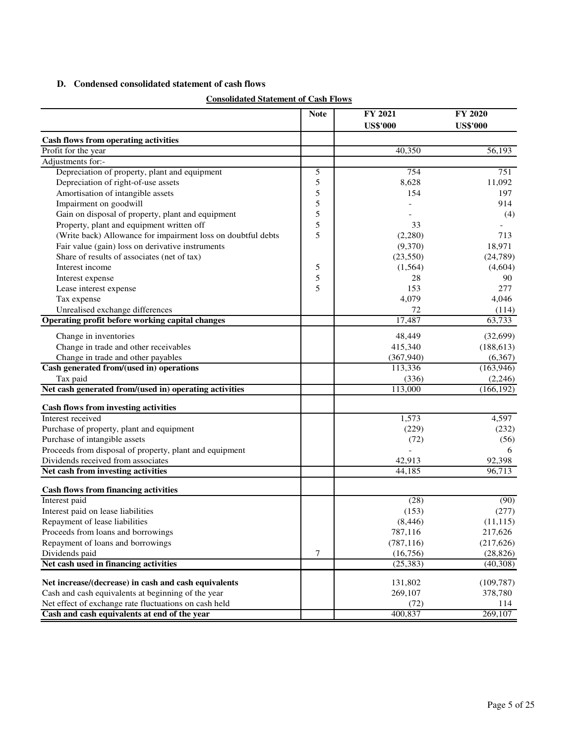## D. Condensed consolidated statement of cash flows

**Consolidated Statement of Cash Flows**

| | Note | FY 2021<br>US$'000 | FY 2020<br>US$'000 |
|---|---|---|---|
| **Cash flows from operating activities** | | | |
| Profit for the year | | 40,350 | 56,193 |
| Adjustments for:- | | | |
| Depreciation of property, plant and equipment | 5 | 754 | 751 |
| Depreciation of right-of-use assets | 5 | 8,628 | 11,092 |
| Amortisation of intangible assets | 5 | 154 | 197 |
| Impairment on goodwill | 5 | - | 914 |
| Gain on disposal of property, plant and equipment | 5 | - | (4) |
| Property, plant and equipment written off | 5 | 33 | - |
| (Write back) Allowance for impairment loss on doubtful debts | 5 | (2,280) | 713 |
| Fair value (gain) loss on derivative instruments | | (9,370) | 18,971 |
| Share of results of associates (net of tax) | | (23,550) | (24,789) |
| Interest income | 5 | (1,564) | (4,604) |
| Interest expense | 5 | 28 | 90 |
| Lease interest expense | 5 | 153 | 277 |
| Tax expense | | 4,079 | 4,046 |
| Unrealised exchange differences | | 72 | (114) |
| **Operating profit before working capital changes** | | 17,487 | 63,733 |
| Change in inventories | | 48,449 | (32,699) |
| Change in trade and other receivables | | 415,340 | (188,613) |
| Change in trade and other payables | | (367,940) | (6,367) |
| **Cash generated from/(used in) operations** | | 113,336 | (163,946) |
| Tax paid | | (336) | (2,246) |
| **Net cash generated from/(used in) operating activities** | | 113,000 | (166,192) |
| **Cash flows from investing activities** | | | |
| Interest received | | 1,573 | 4,597 |
| Purchase of property, plant and equipment | | (229) | (232) |
| Purchase of intangible assets | | (72) | (56) |
| Proceeds from disposal of property, plant and equipment | | - | 6 |
| Dividends received from associates | | 42,913 | 92,398 |
| **Net cash from investing activities** | | 44,185 | 96,713 |
| **Cash flows from financing activities** | | | |
| Interest paid | | (28) | (90) |
| Interest paid on lease liabilities | | (153) | (277) |
| Repayment of lease liabilities | | (8,446) | (11,115) |
| Proceeds from loans and borrowings | | 787,116 | 217,626 |
| Repayment of loans and borrowings | | (787,116) | (217,626) |
| Dividends paid | 7 | (16,756) | (28,826) |
| **Net cash used in financing activities** | | (25,383) | (40,308) |
| **Net increase/(decrease) in cash and cash equivalents** | | 131,802 | (109,787) |
| Cash and cash equivalents at beginning of the year | | 269,107 | 378,780 |
| Net effect of exchange rate fluctuations on cash held | | (72) | 114 |
| **Cash and cash equivalents at end of the year** | | 400,837 | 269,107 |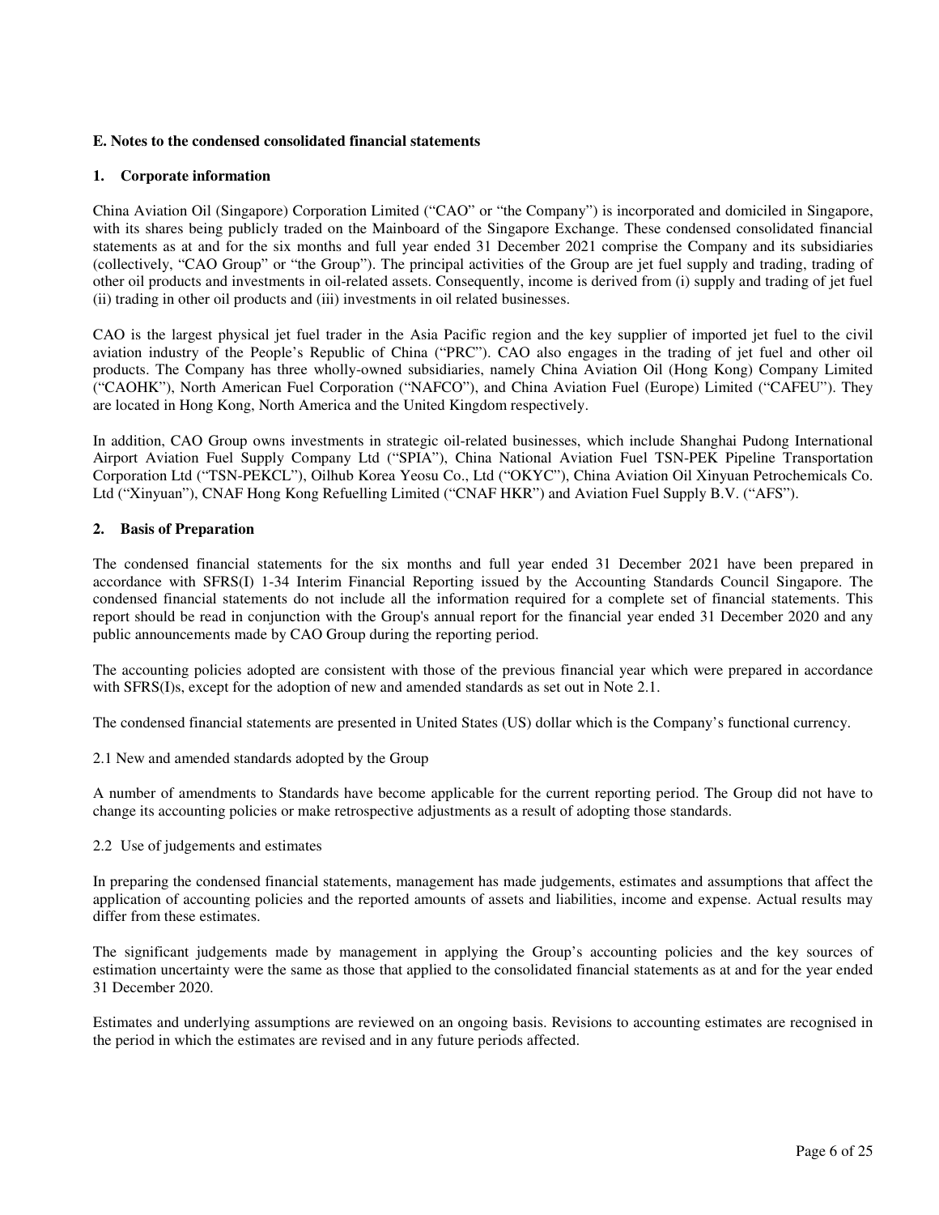## E. Notes to the condensed consolidated financial statements

### 1. Corporate information

China Aviation Oil (Singapore) Corporation Limited ("CAO" or "the Company") is incorporated and domiciled in Singapore, with its shares being publicly traded on the Mainboard of the Singapore Exchange. These condensed consolidated financial statements as at and for the six months and full year ended 31 December 2021 comprise the Company and its subsidiaries (collectively, "CAO Group" or "the Group"). The principal activities of the Group are jet fuel supply and trading, trading of other oil products and investments in oil-related assets. Consequently, income is derived from (i) supply and trading of jet fuel (ii) trading in other oil products and (iii) investments in oil related businesses.

CAO is the largest physical jet fuel trader in the Asia Pacific region and the key supplier of imported jet fuel to the civil aviation industry of the People's Republic of China ("PRC"). CAO also engages in the trading of jet fuel and other oil products. The Company has three wholly-owned subsidiaries, namely China Aviation Oil (Hong Kong) Company Limited ("CAOHK"), North American Fuel Corporation ("NAFCO"), and China Aviation Fuel (Europe) Limited ("CAFEU"). They are located in Hong Kong, North America and the United Kingdom respectively.

In addition, CAO Group owns investments in strategic oil-related businesses, which include Shanghai Pudong International Airport Aviation Fuel Supply Company Ltd ("SPIA"), China National Aviation Fuel TSN-PEK Pipeline Transportation Corporation Ltd ("TSN-PEKCL"), Oilhub Korea Yeosu Co., Ltd ("OKYC"), China Aviation Oil Xinyuan Petrochemicals Co. Ltd ("Xinyuan"), CNAF Hong Kong Refuelling Limited ("CNAF HKR") and Aviation Fuel Supply B.V. ("AFS").

### 2. Basis of Preparation

The condensed financial statements for the six months and full year ended 31 December 2021 have been prepared in accordance with SFRS(I) 1-34 Interim Financial Reporting issued by the Accounting Standards Council Singapore. The condensed financial statements do not include all the information required for a complete set of financial statements. This report should be read in conjunction with the Group's annual report for the financial year ended 31 December 2020 and any public announcements made by CAO Group during the reporting period.

The accounting policies adopted are consistent with those of the previous financial year which were prepared in accordance with SFRS(I)s, except for the adoption of new and amended standards as set out in Note 2.1.

The condensed financial statements are presented in United States (US) dollar which is the Company's functional currency.

2.1 New and amended standards adopted by the Group

A number of amendments to Standards have become applicable for the current reporting period. The Group did not have to change its accounting policies or make retrospective adjustments as a result of adopting those standards.

2.2 Use of judgements and estimates

In preparing the condensed financial statements, management has made judgements, estimates and assumptions that affect the application of accounting policies and the reported amounts of assets and liabilities, income and expense. Actual results may differ from these estimates.

The significant judgements made by management in applying the Group's accounting policies and the key sources of estimation uncertainty were the same as those that applied to the consolidated financial statements as at and for the year ended 31 December 2020.

Estimates and underlying assumptions are reviewed on an ongoing basis. Revisions to accounting estimates are recognised in the period in which the estimates are revised and in any future periods affected.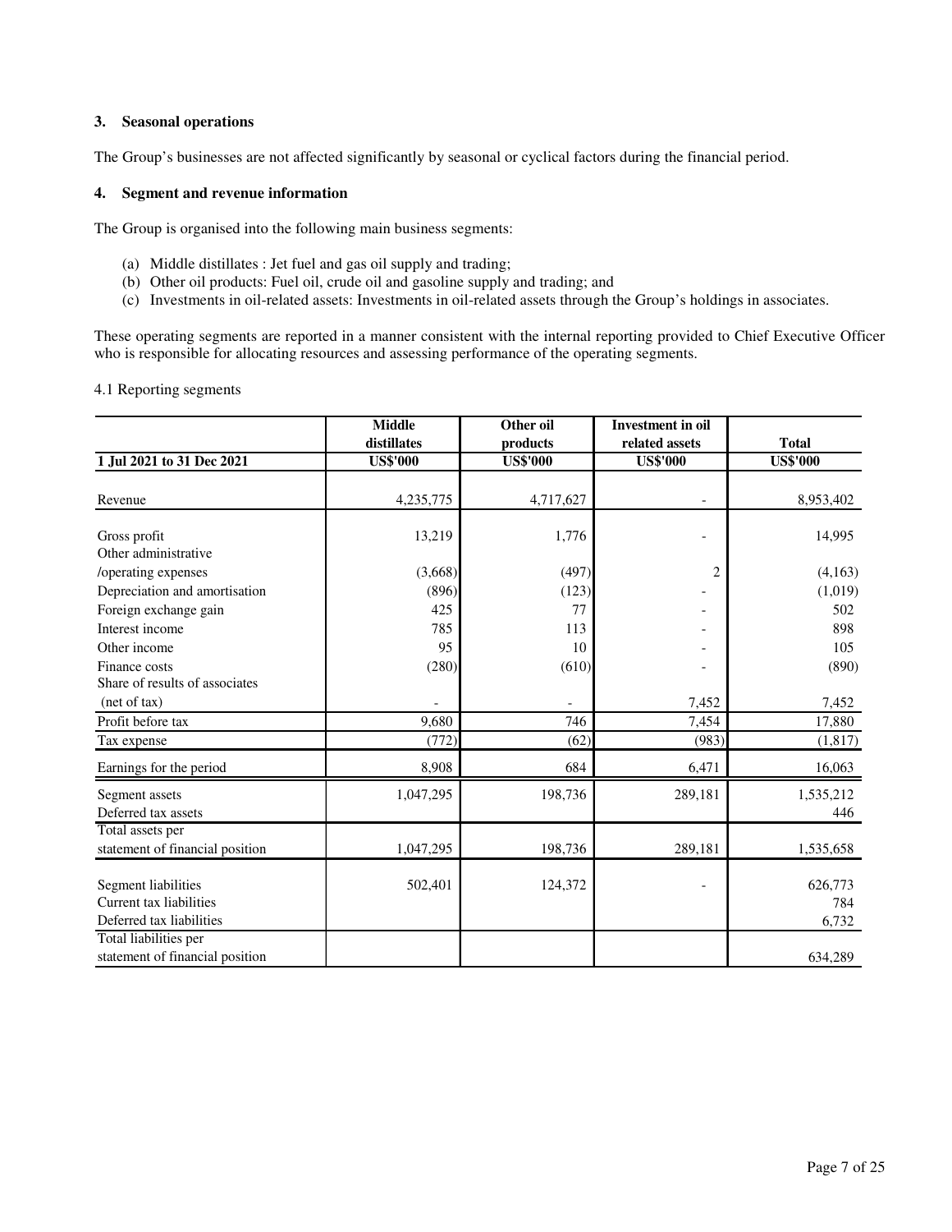### 3. Seasonal operations

The Group's businesses are not affected significantly by seasonal or cyclical factors during the financial period.

### 4. Segment and revenue information

The Group is organised into the following main business segments:

(a) Middle distillates : Jet fuel and gas oil supply and trading;
(b) Other oil products: Fuel oil, crude oil and gasoline supply and trading; and
(c) Investments in oil-related assets: Investments in oil-related assets through the Group's holdings in associates.

These operating segments are reported in a manner consistent with the internal reporting provided to Chief Executive Officer who is responsible for allocating resources and assessing performance of the operating segments.

4.1 Reporting segments

| 1 Jul 2021 to 31 Dec 2021 | Middle distillates US$'000 | Other oil products US$'000 | Investment in oil related assets US$'000 | Total US$'000 |
|---|---|---|---|---|
| Revenue | 4,235,775 | 4,717,627 | - | 8,953,402 |
| Gross profit | 13,219 | 1,776 | - | 14,995 |
| Other administrative /operating expenses | (3,668) | (497) | 2 | (4,163) |
| Depreciation and amortisation | (896) | (123) | - | (1,019) |
| Foreign exchange gain | 425 | 77 | - | 502 |
| Interest income | 785 | 113 | - | 898 |
| Other income | 95 | 10 | - | 105 |
| Finance costs | (280) | (610) | - | (890) |
| Share of results of associates (net of tax) | - | - | 7,452 | 7,452 |
| Profit before tax | 9,680 | 746 | 7,454 | 17,880 |
| Tax expense | (772) | (62) | (983) | (1,817) |
| Earnings for the period | 8,908 | 684 | 6,471 | 16,063 |
| Segment assets | 1,047,295 | 198,736 | 289,181 | 1,535,212 |
| Deferred tax assets | | | | 446 |
| Total assets per statement of financial position | 1,047,295 | 198,736 | 289,181 | 1,535,658 |
| Segment liabilities | 502,401 | 124,372 | - | 626,773 |
| Current tax liabilities | | | | 784 |
| Deferred tax liabilities | | | | 6,732 |
| Total liabilities per statement of financial position | | | | 634,289 |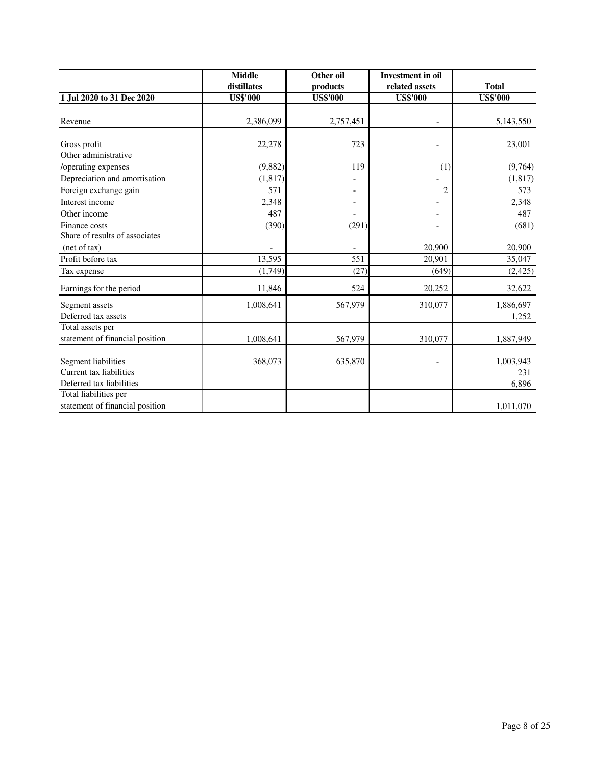| 1 Jul 2020 to 31 Dec 2020 | Middle distillates US$'000 | Other oil products US$'000 | Investment in oil related assets US$'000 | Total US$'000 |
|---|---|---|---|---|
| Revenue | 2,386,099 | 2,757,451 | - | 5,143,550 |
| Gross profit | 22,278 | 723 | - | 23,001 |
| Other administrative /operating expenses | (9,882) | 119 | (1) | (9,764) |
| Depreciation and amortisation | (1,817) | - | - | (1,817) |
| Foreign exchange gain | 571 | - | 2 | 573 |
| Interest income | 2,348 | - | - | 2,348 |
| Other income | 487 | - | - | 487 |
| Finance costs | (390) | (291) | - | (681) |
| Share of results of associates (net of tax) | - | - | 20,900 | 20,900 |
| Profit before tax | 13,595 | 551 | 20,901 | 35,047 |
| Tax expense | (1,749) | (27) | (649) | (2,425) |
| Earnings for the period | 11,846 | 524 | 20,252 | 32,622 |
| Segment assets | 1,008,641 | 567,979 | 310,077 | 1,886,697 |
| Deferred tax assets | | | | 1,252 |
| Total assets per statement of financial position | 1,008,641 | 567,979 | 310,077 | 1,887,949 |
| Segment liabilities | 368,073 | 635,870 | - | 1,003,943 |
| Current tax liabilities | | | | 231 |
| Deferred tax liabilities | | | | 6,896 |
| Total liabilities per statement of financial position | | | | 1,011,070 |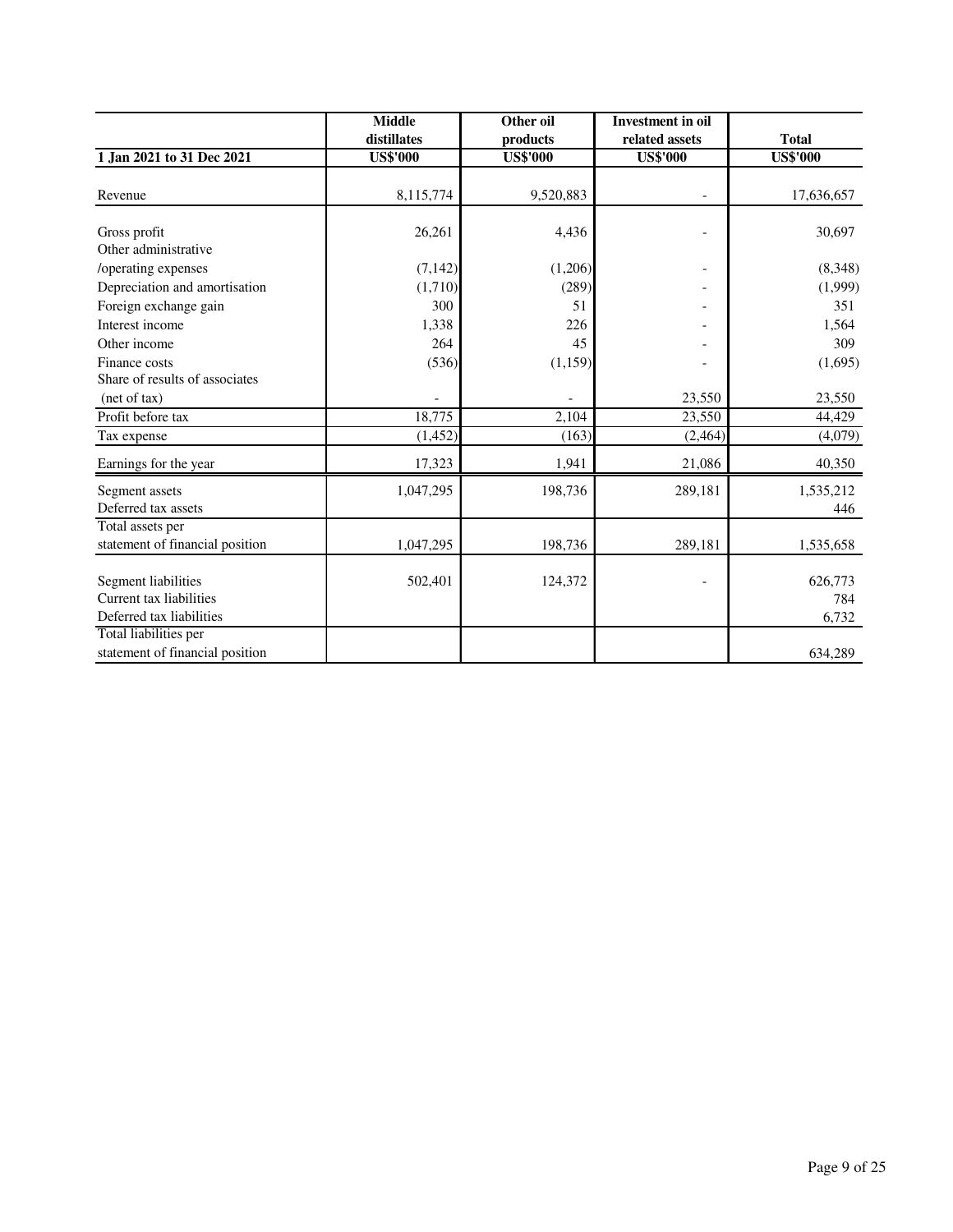| 1 Jan 2021 to 31 Dec 2021 | Middle distillates US$'000 | Other oil products US$'000 | Investment in oil related assets US$'000 | Total US$'000 |
|---|---|---|---|---|
| Revenue | 8,115,774 | 9,520,883 | - | 17,636,657 |
| Gross profit | 26,261 | 4,436 | - | 30,697 |
| Other administrative /operating expenses | (7,142) | (1,206) | - | (8,348) |
| Depreciation and amortisation | (1,710) | (289) | - | (1,999) |
| Foreign exchange gain | 300 | 51 | - | 351 |
| Interest income | 1,338 | 226 | - | 1,564 |
| Other income | 264 | 45 | - | 309 |
| Finance costs | (536) | (1,159) | - | (1,695) |
| Share of results of associates (net of tax) | - | - | 23,550 | 23,550 |
| Profit before tax | 18,775 | 2,104 | 23,550 | 44,429 |
| Tax expense | (1,452) | (163) | (2,464) | (4,079) |
| Earnings for the year | 17,323 | 1,941 | 21,086 | 40,350 |
| Segment assets | 1,047,295 | 198,736 | 289,181 | 1,535,212 |
| Deferred tax assets | | | | 446 |
| Total assets per statement of financial position | 1,047,295 | 198,736 | 289,181 | 1,535,658 |
| Segment liabilities | 502,401 | 124,372 | - | 626,773 |
| Current tax liabilities | | | | 784 |
| Deferred tax liabilities | | | | 6,732 |
| Total liabilities per statement of financial position | | | | 634,289 |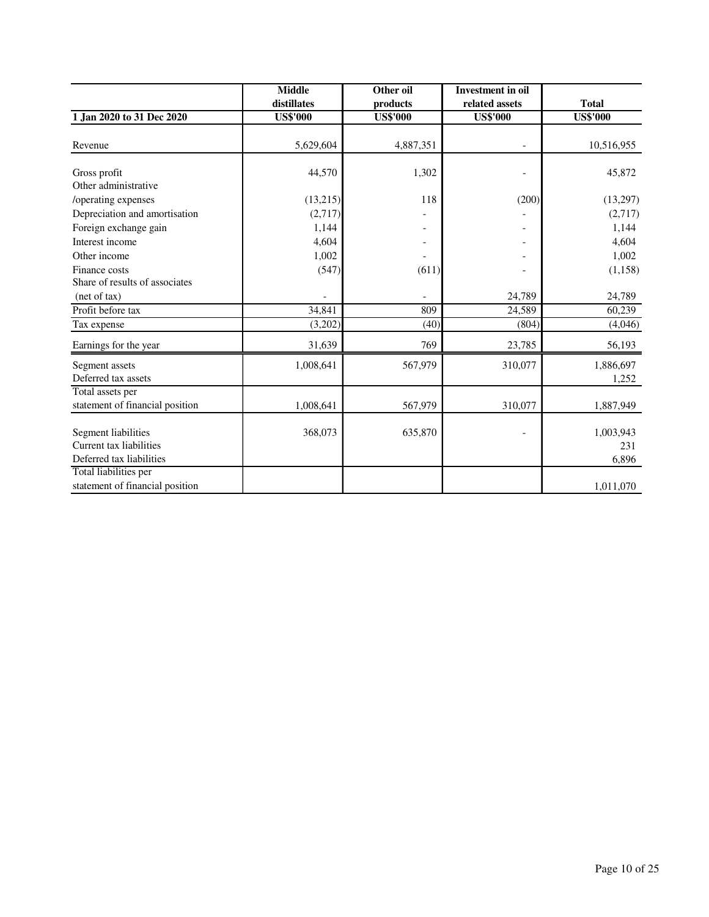| 1 Jan 2020 to 31 Dec 2020 | Middle distillates US$'000 | Other oil products US$'000 | Investment in oil related assets US$'000 | Total US$'000 |
|---|---|---|---|---|
| Revenue | 5,629,604 | 4,887,351 | - | 10,516,955 |
| Gross profit | 44,570 | 1,302 | - | 45,872 |
| Other administrative /operating expenses | (13,215) | 118 | (200) | (13,297) |
| Depreciation and amortisation | (2,717) | - | - | (2,717) |
| Foreign exchange gain | 1,144 | - | - | 1,144 |
| Interest income | 4,604 | - | - | 4,604 |
| Other income | 1,002 | - | - | 1,002 |
| Finance costs | (547) | (611) | - | (1,158) |
| Share of results of associates (net of tax) | - | - | 24,789 | 24,789 |
| Profit before tax | 34,841 | 809 | 24,589 | 60,239 |
| Tax expense | (3,202) | (40) | (804) | (4,046) |
| Earnings for the year | 31,639 | 769 | 23,785 | 56,193 |
| Segment assets | 1,008,641 | 567,979 | 310,077 | 1,886,697 |
| Deferred tax assets | | | | 1,252 |
| Total assets per statement of financial position | 1,008,641 | 567,979 | 310,077 | 1,887,949 |
| Segment liabilities | 368,073 | 635,870 | - | 1,003,943 |
| Current tax liabilities | | | | 231 |
| Deferred tax liabilities | | | | 6,896 |
| Total liabilities per statement of financial position | | | | 1,011,070 |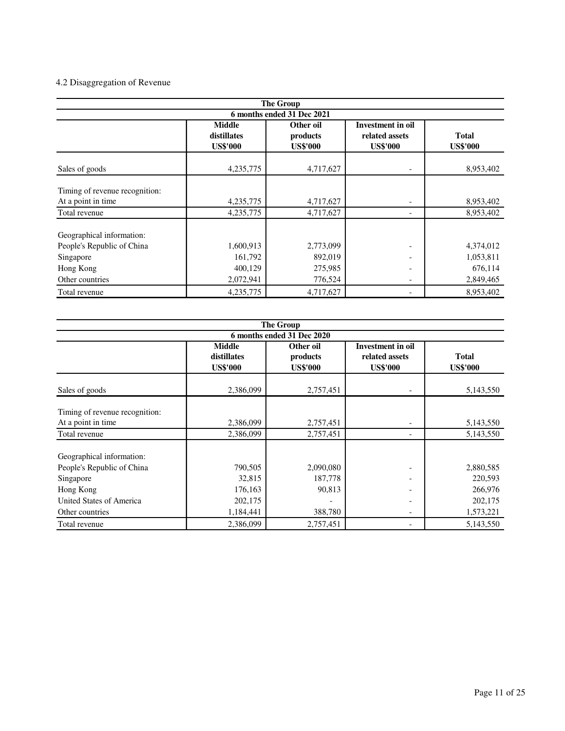4.2 Disaggregation of Revenue

| The Group | | | | |
|---|---|---|---|---|
| 6 months ended 31 Dec 2021 | | | | |
| | **Middle distillates US$'000** | **Other oil products US$'000** | **Investment in oil related assets US$'000** | **Total US$'000** |
| Sales of goods | 4,235,775 | 4,717,627 | - | 8,953,402 |
| Timing of revenue recognition: | | | | |
| At a point in time | 4,235,775 | 4,717,627 | - | 8,953,402 |
| Total revenue | 4,235,775 | 4,717,627 | - | 8,953,402 |
| Geographical information: | | | | |
| People's Republic of China | 1,600,913 | 2,773,099 | - | 4,374,012 |
| Singapore | 161,792 | 892,019 | - | 1,053,811 |
| Hong Kong | 400,129 | 275,985 | - | 676,114 |
| Other countries | 2,072,941 | 776,524 | - | 2,849,465 |
| Total revenue | 4,235,775 | 4,717,627 | - | 8,953,402 |

| The Group | | | | |
|---|---|---|---|---|
| 6 months ended 31 Dec 2020 | | | | |
| | **Middle distillates US$'000** | **Other oil products US$'000** | **Investment in oil related assets US$'000** | **Total US$'000** |
| Sales of goods | 2,386,099 | 2,757,451 | - | 5,143,550 |
| Timing of revenue recognition: | | | | |
| At a point in time | 2,386,099 | 2,757,451 | - | 5,143,550 |
| Total revenue | 2,386,099 | 2,757,451 | - | 5,143,550 |
| Geographical information: | | | | |
| People's Republic of China | 790,505 | 2,090,080 | - | 2,880,585 |
| Singapore | 32,815 | 187,778 | - | 220,593 |
| Hong Kong | 176,163 | 90,813 | - | 266,976 |
| United States of America | 202,175 | - | - | 202,175 |
| Other countries | 1,184,441 | 388,780 | - | 1,573,221 |
| Total revenue | 2,386,099 | 2,757,451 | - | 5,143,550 |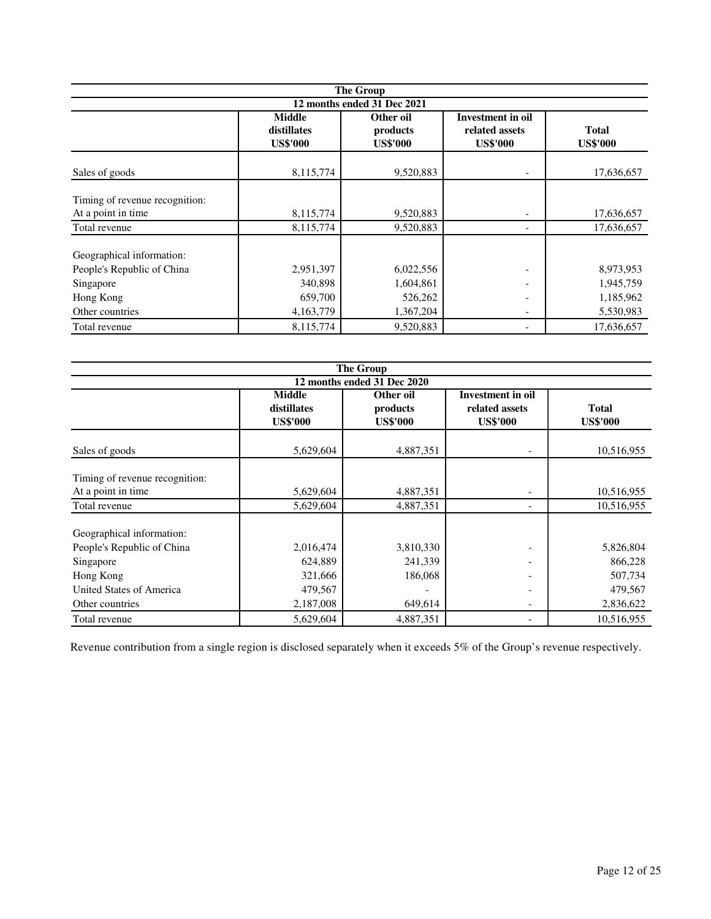| The Group | | | | |
|---|---|---|---|---|
| 12 months ended 31 Dec 2021 | | | | |
| | Middle distillates US$'000 | Other oil products US$'000 | Investment in oil related assets US$'000 | Total US$'000 |
| Sales of goods | 8,115,774 | 9,520,883 | - | 17,636,657 |
| Timing of revenue recognition: | | | | |
| At a point in time | 8,115,774 | 9,520,883 | - | 17,636,657 |
| Total revenue | 8,115,774 | 9,520,883 | - | 17,636,657 |
| Geographical information: | | | | |
| People's Republic of China | 2,951,397 | 6,022,556 | - | 8,973,953 |
| Singapore | 340,898 | 1,604,861 | - | 1,945,759 |
| Hong Kong | 659,700 | 526,262 | - | 1,185,962 |
| Other countries | 4,163,779 | 1,367,204 | - | 5,530,983 |
| Total revenue | 8,115,774 | 9,520,883 | - | 17,636,657 |

| The Group | | | | |
|---|---|---|---|---|
| 12 months ended 31 Dec 2020 | | | | |
| | Middle distillates US$'000 | Other oil products US$'000 | Investment in oil related assets US$'000 | Total US$'000 |
| Sales of goods | 5,629,604 | 4,887,351 | - | 10,516,955 |
| Timing of revenue recognition: | | | | |
| At a point in time | 5,629,604 | 4,887,351 | - | 10,516,955 |
| Total revenue | 5,629,604 | 4,887,351 | - | 10,516,955 |
| Geographical information: | | | | |
| People's Republic of China | 2,016,474 | 3,810,330 | - | 5,826,804 |
| Singapore | 624,889 | 241,339 | - | 866,228 |
| Hong Kong | 321,666 | 186,068 | - | 507,734 |
| United States of America | 479,567 | - | - | 479,567 |
| Other countries | 2,187,008 | 649,614 | - | 2,836,622 |
| Total revenue | 5,629,604 | 4,887,351 | - | 10,516,955 |

Revenue contribution from a single region is disclosed separately when it exceeds 5% of the Group's revenue respectively.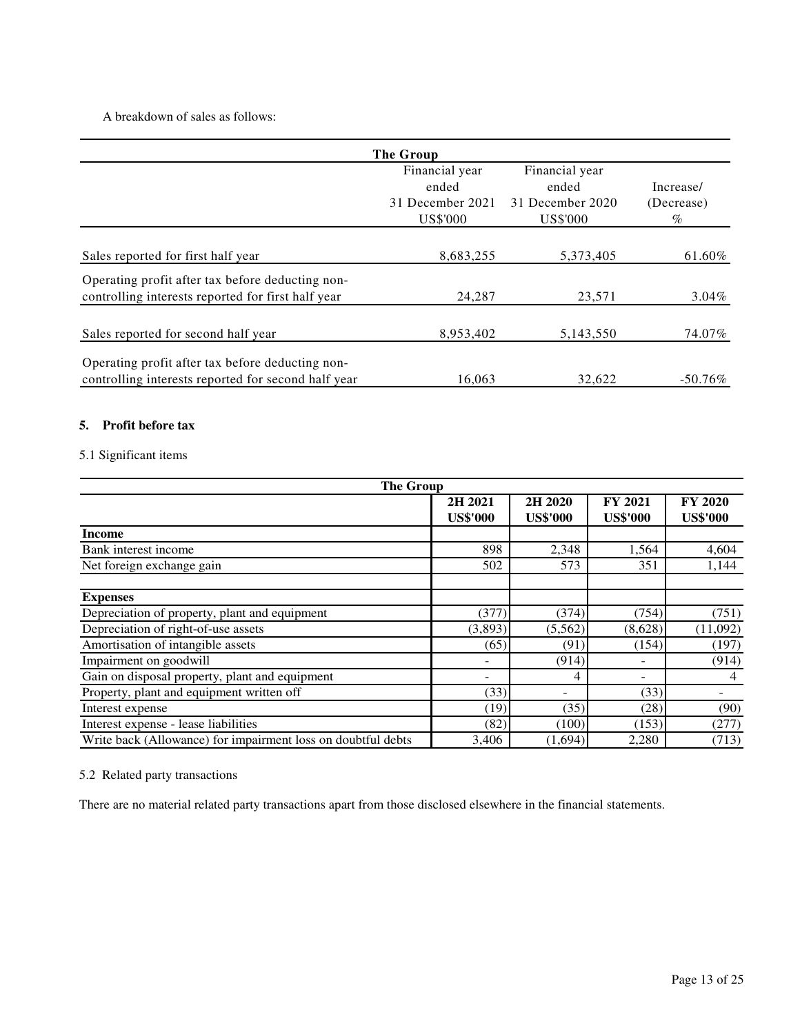A breakdown of sales as follows:

| The Group | | | |
|---|---|---|---|
| | Financial year ended 31 December 2021 US$'000 | Financial year ended 31 December 2020 US$'000 | Increase/ (Decrease) % |
| Sales reported for first half year | 8,683,255 | 5,373,405 | 61.60% |
| Operating profit after tax before deducting non-controlling interests reported for first half year | 24,287 | 23,571 | 3.04% |
| Sales reported for second half year | 8,953,402 | 5,143,550 | 74.07% |
| Operating profit after tax before deducting non-controlling interests reported for second half year | 16,063 | 32,622 | -50.76% |

## 5. Profit before tax

5.1 Significant items

| The Group | | | | |
|---|---|---|---|---|
| | **2H 2021 US$'000** | **2H 2020 US$'000** | **FY 2021 US$'000** | **FY 2020 US$'000** |
| **Income** | | | | |
| Bank interest income | 898 | 2,348 | 1,564 | 4,604 |
| Net foreign exchange gain | 502 | 573 | 351 | 1,144 |
| | | | | |
| **Expenses** | | | | |
| Depreciation of property, plant and equipment | (377) | (374) | (754) | (751) |
| Depreciation of right-of-use assets | (3,893) | (5,562) | (8,628) | (11,092) |
| Amortisation of intangible assets | (65) | (91) | (154) | (197) |
| Impairment on goodwill | - | (914) | - | (914) |
| Gain on disposal property, plant and equipment | - | 4 | - | 4 |
| Property, plant and equipment written off | (33) | - | (33) | - |
| Interest expense | (19) | (35) | (28) | (90) |
| Interest expense - lease liabilities | (82) | (100) | (153) | (277) |
| Write back (Allowance) for impairment loss on doubtful debts | 3,406 | (1,694) | 2,280 | (713) |

5.2 Related party transactions

There are no material related party transactions apart from those disclosed elsewhere in the financial statements.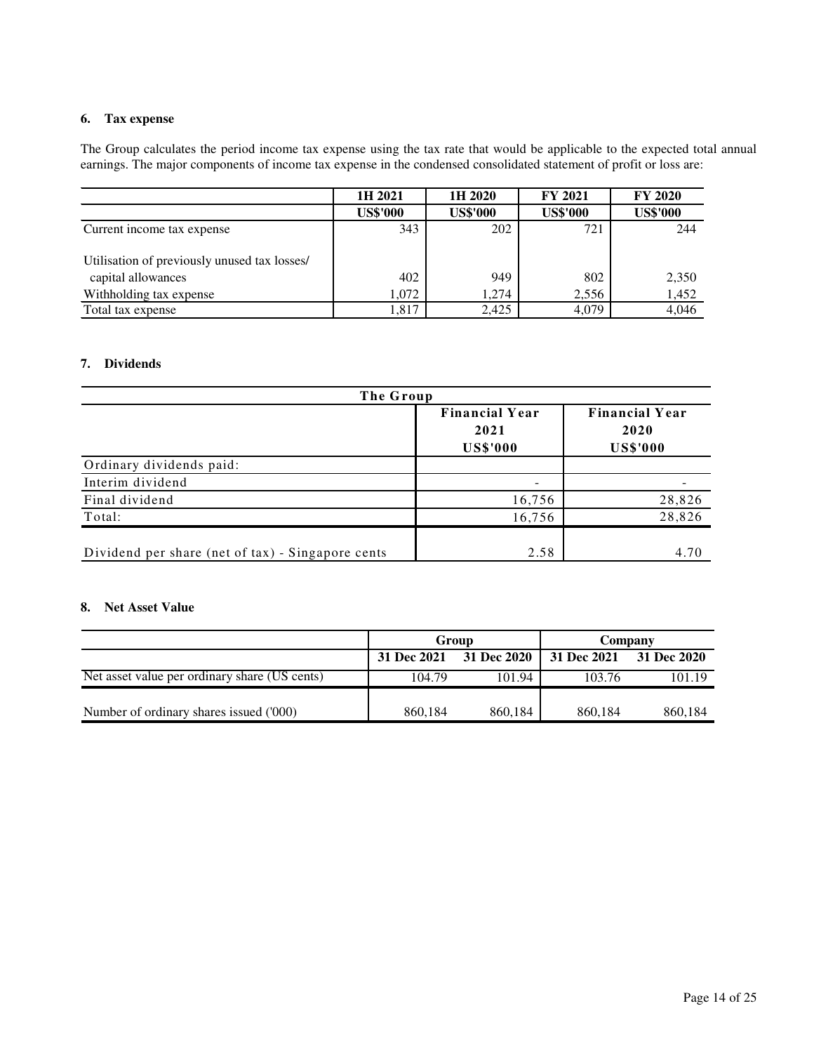## 6. Tax expense

The Group calculates the period income tax expense using the tax rate that would be applicable to the expected total annual earnings. The major components of income tax expense in the condensed consolidated statement of profit or loss are:

| | 1H 2021 | 1H 2020 | FY 2021 | FY 2020 |
|---|---|---|---|---|
| | US$'000 | US$'000 | US$'000 | US$'000 |
| Current income tax expense | 343 | 202 | 721 | 244 |
| Utilisation of previously unused tax losses/ capital allowances | 402 | 949 | 802 | 2,350 |
| Withholding tax expense | 1,072 | 1,274 | 2,556 | 1,452 |
| Total tax expense | 1,817 | 2,425 | 4,079 | 4,046 |

## 7. Dividends

| The Group | Financial Year 2021 US$'000 | Financial Year 2020 US$'000 |
|---|---|---|
| Ordinary dividends paid: | | |
| Interim dividend | - | - |
| Final dividend | 16,756 | 28,826 |
| Total: | 16,756 | 28,826 |
| Dividend per share (net of tax) - Singapore cents | 2.58 | 4.70 |

## 8. Net Asset Value

| | Group | | Company | |
|---|---|---|---|---|
| | 31 Dec 2021 | 31 Dec 2020 | 31 Dec 2021 | 31 Dec 2020 |
| Net asset value per ordinary share (US cents) | 104.79 | 101.94 | 103.76 | 101.19 |
| Number of ordinary shares issued ('000) | 860,184 | 860,184 | 860,184 | 860,184 |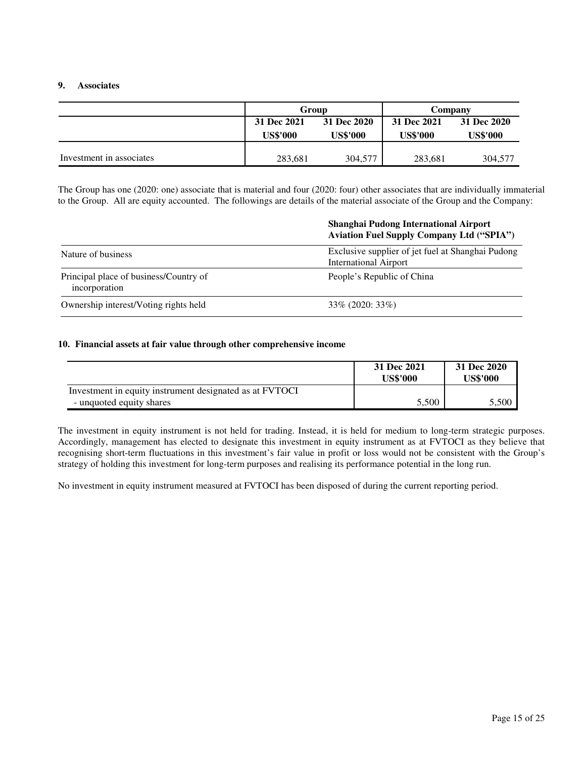## 9. Associates

| | Group | | Company | |
|---|---|---|---|---|
| | 31 Dec 2021 | 31 Dec 2020 | 31 Dec 2021 | 31 Dec 2020 |
| | US$'000 | US$'000 | US$'000 | US$'000 |
| Investment in associates | 283,681 | 304,577 | 283,681 | 304,577 |

The Group has one (2020: one) associate that is material and four (2020: four) other associates that are individually immaterial to the Group. All are equity accounted. The followings are details of the material associate of the Group and the Company:

| | **Shanghai Pudong International Airport Aviation Fuel Supply Company Ltd ("SPIA")** |
|---|---|
| Nature of business | Exclusive supplier of jet fuel at Shanghai Pudong International Airport |
| Principal place of business/Country of incorporation | People's Republic of China |
| Ownership interest/Voting rights held | 33% (2020: 33%) |

## 10. Financial assets at fair value through other comprehensive income

| | 31 Dec 2021 US$'000 | 31 Dec 2020 US$'000 |
|---|---|---|
| Investment in equity instrument designated as at FVTOCI | | |
| - unquoted equity shares | 5,500 | 5,500 |

The investment in equity instrument is not held for trading. Instead, it is held for medium to long-term strategic purposes. Accordingly, management has elected to designate this investment in equity instrument as at FVTOCI as they believe that recognising short-term fluctuations in this investment's fair value in profit or loss would not be consistent with the Group's strategy of holding this investment for long-term purposes and realising its performance potential in the long run.

No investment in equity instrument measured at FVTOCI has been disposed of during the current reporting period.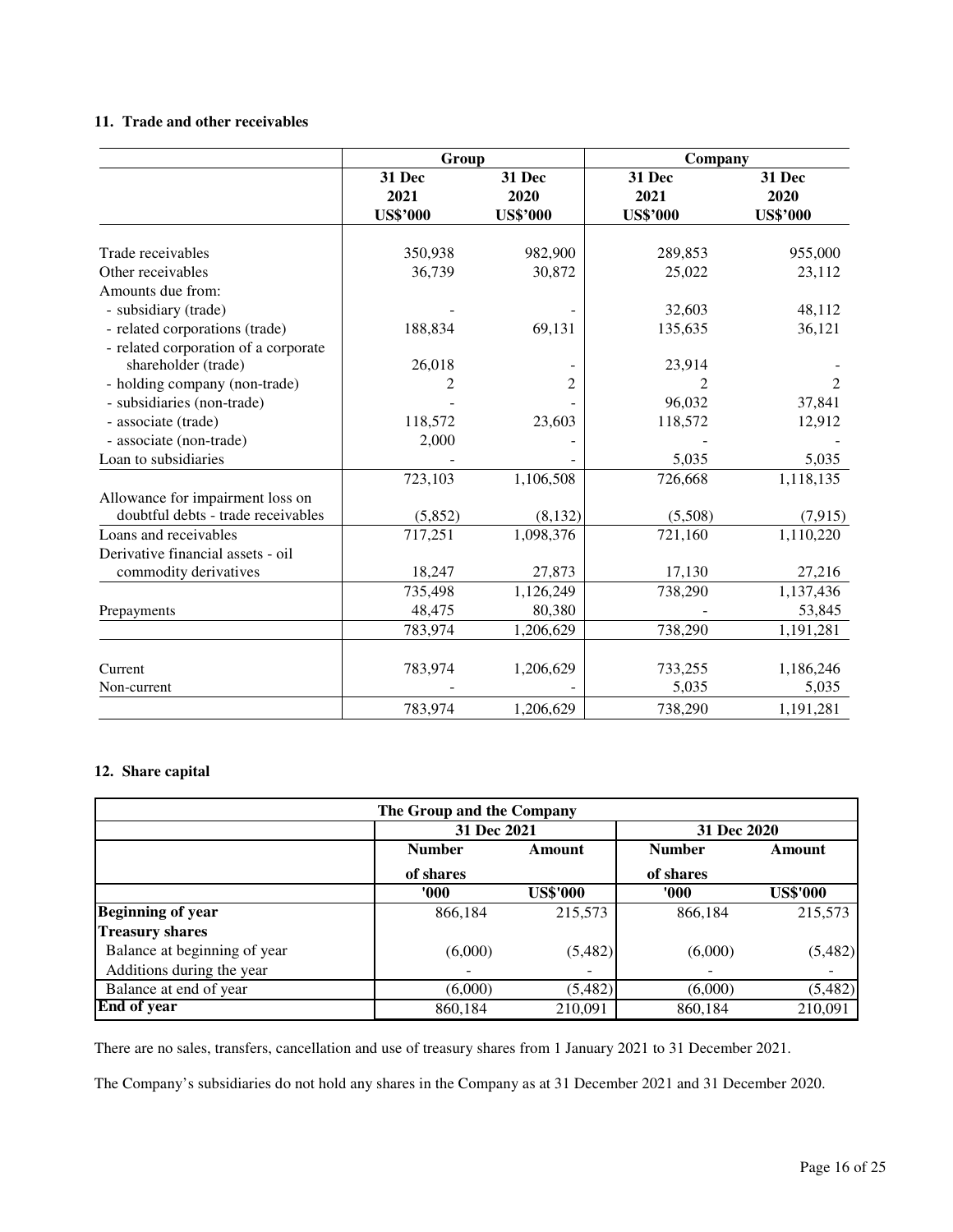### 11. Trade and other receivables

| | Group | | Company | |
|---|---|---|---|---|
| | 31 Dec 2021 US$'000 | 31 Dec 2020 US$'000 | 31 Dec 2021 US$'000 | 31 Dec 2020 US$'000 |
| Trade receivables | 350,938 | 982,900 | 289,853 | 955,000 |
| Other receivables | 36,739 | 30,872 | 25,022 | 23,112 |
| Amounts due from: | | | | |
| - subsidiary (trade) | - | - | 32,603 | 48,112 |
| - related corporations (trade) | 188,834 | 69,131 | 135,635 | 36,121 |
| - related corporation of a corporate shareholder (trade) | 26,018 | - | 23,914 | - |
| - holding company (non-trade) | 2 | 2 | 2 | 2 |
| - subsidiaries (non-trade) | - | - | 96,032 | 37,841 |
| - associate (trade) | 118,572 | 23,603 | 118,572 | 12,912 |
| - associate (non-trade) | 2,000 | - | - | - |
| Loan to subsidiaries | - | - | 5,035 | 5,035 |
| | 723,103 | 1,106,508 | 726,668 | 1,118,135 |
| Allowance for impairment loss on doubtful debts - trade receivables | (5,852) | (8,132) | (5,508) | (7,915) |
| Loans and receivables | 717,251 | 1,098,376 | 721,160 | 1,110,220 |
| Derivative financial assets - oil commodity derivatives | 18,247 | 27,873 | 17,130 | 27,216 |
| | 735,498 | 1,126,249 | 738,290 | 1,137,436 |
| Prepayments | 48,475 | 80,380 | - | 53,845 |
| | 783,974 | 1,206,629 | 738,290 | 1,191,281 |
| Current | 783,974 | 1,206,629 | 733,255 | 1,186,246 |
| Non-current | - | - | 5,035 | 5,035 |
| | 783,974 | 1,206,629 | 738,290 | 1,191,281 |

### 12. Share capital

| The Group and the Company | | | | |
|---|---|---|---|---|
| | 31 Dec 2021 | | 31 Dec 2020 | |
| | Number of shares | Amount | Number of shares | Amount |
| | '000 | US$'000 | '000 | US$'000 |
| **Beginning of year** | 866,184 | 215,573 | 866,184 | 215,573 |
| **Treasury shares** | | | | |
| Balance at beginning of year | (6,000) | (5,482) | (6,000) | (5,482) |
| Additions during the year | - | - | - | - |
| Balance at end of year | (6,000) | (5,482) | (6,000) | (5,482) |
| **End of year** | 860,184 | 210,091 | 860,184 | 210,091 |

There are no sales, transfers, cancellation and use of treasury shares from 1 January 2021 to 31 December 2021.

The Company's subsidiaries do not hold any shares in the Company as at 31 December 2021 and 31 December 2020.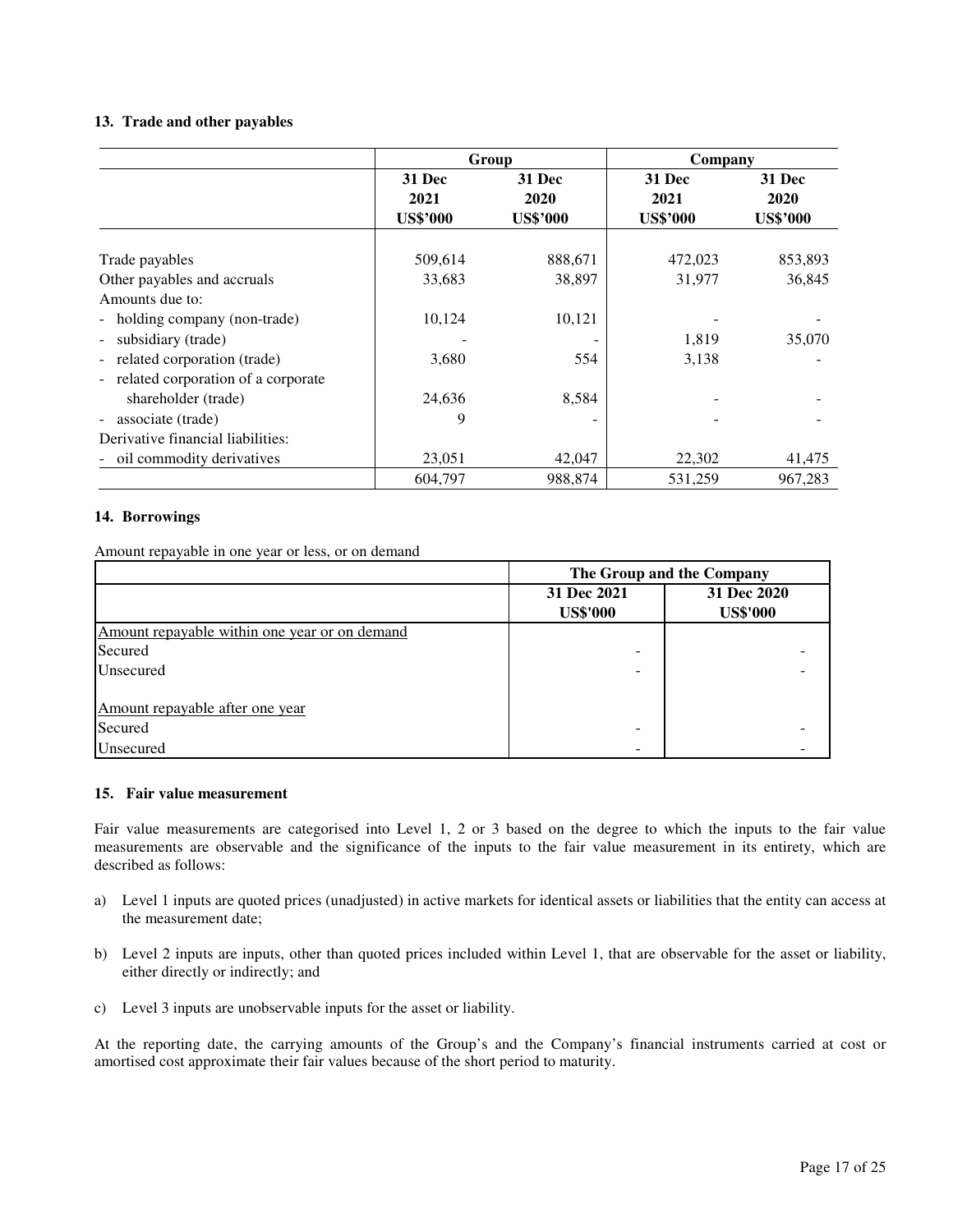**13. Trade and other payables**

| | Group | | Company | |
|---|---|---|---|---|
| | 31 Dec 2021 US$'000 | 31 Dec 2020 US$'000 | 31 Dec 2021 US$'000 | 31 Dec 2020 US$'000 |
| Trade payables | 509,614 | 888,671 | 472,023 | 853,893 |
| Other payables and accruals | 33,683 | 38,897 | 31,977 | 36,845 |
| Amounts due to: | | | | |
| - holding company (non-trade) | 10,124 | 10,121 | - | - |
| - subsidiary (trade) | - | - | 1,819 | 35,070 |
| - related corporation (trade) | 3,680 | 554 | 3,138 | - |
| - related corporation of a corporate shareholder (trade) | 24,636 | 8,584 | - | - |
| - associate (trade) | 9 | - | - | - |
| Derivative financial liabilities: | | | | |
| - oil commodity derivatives | 23,051 | 42,047 | 22,302 | 41,475 |
| | 604,797 | 988,874 | 531,259 | 967,283 |

**14. Borrowings**

Amount repayable in one year or less, or on demand

| | The Group and the Company | |
|---|---|---|
| | 31 Dec 2021 US$'000 | 31 Dec 2020 US$'000 |
| Amount repayable within one year or on demand | | |
| Secured | - | - |
| Unsecured | - | - |
| | | |
| Amount repayable after one year | | |
| Secured | - | - |
| Unsecured | - | - |

**15. Fair value measurement**

Fair value measurements are categorised into Level 1, 2 or 3 based on the degree to which the inputs to the fair value measurements are observable and the significance of the inputs to the fair value measurement in its entirety, which are described as follows:

a) Level 1 inputs are quoted prices (unadjusted) in active markets for identical assets or liabilities that the entity can access at the measurement date;

b) Level 2 inputs are inputs, other than quoted prices included within Level 1, that are observable for the asset or liability, either directly or indirectly; and

c) Level 3 inputs are unobservable inputs for the asset or liability.

At the reporting date, the carrying amounts of the Group's and the Company's financial instruments carried at cost or amortised cost approximate their fair values because of the short period to maturity.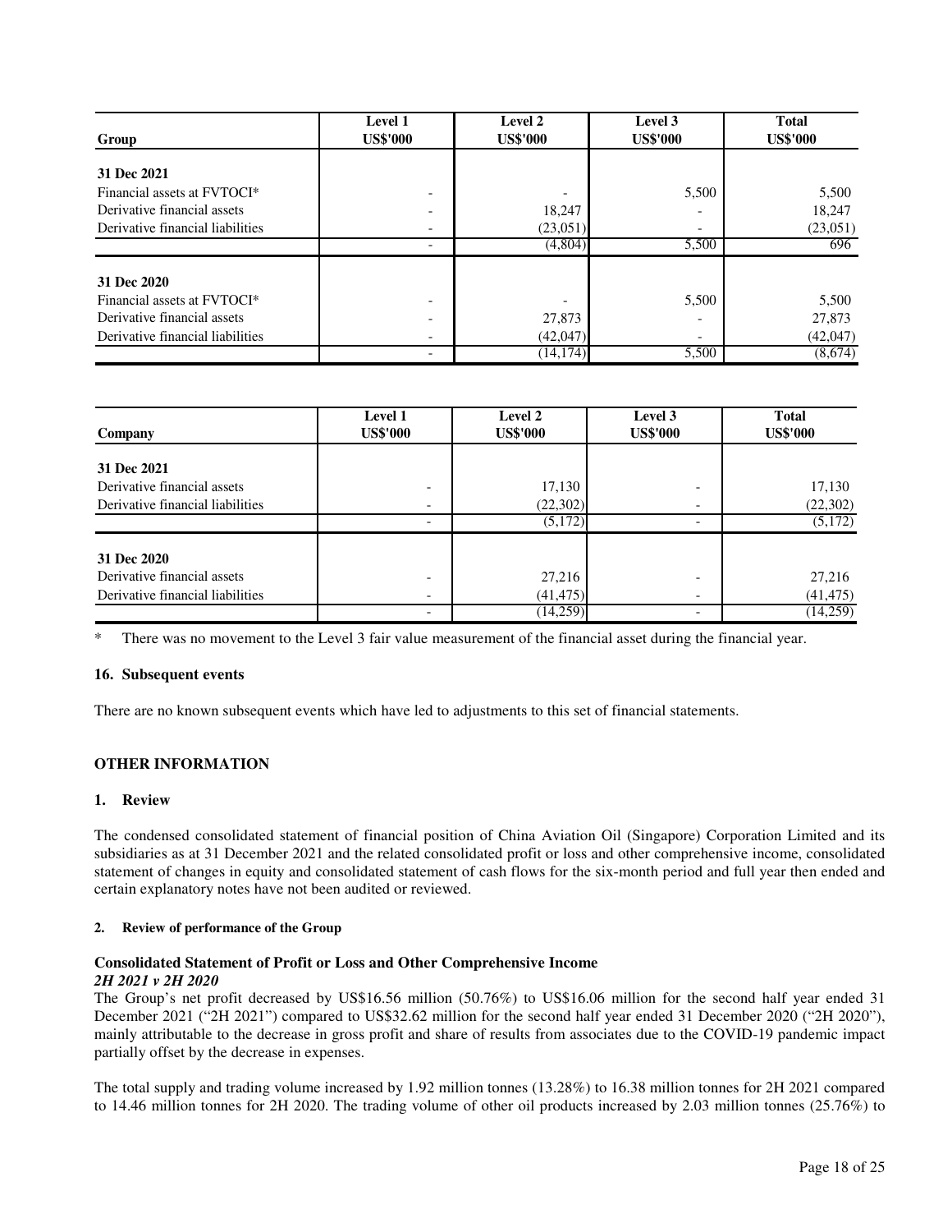| Group | Level 1 US$'000 | Level 2 US$'000 | Level 3 US$'000 | Total US$'000 |
|---|---|---|---|---|
| **31 Dec 2021** | | | | |
| Financial assets at FVTOCI* | - | - | 5,500 | 5,500 |
| Derivative financial assets | - | 18,247 | - | 18,247 |
| Derivative financial liabilities | - | (23,051) | - | (23,051) |
| | - | (4,804) | 5,500 | 696 |
| **31 Dec 2020** | | | | |
| Financial assets at FVTOCI* | - | - | 5,500 | 5,500 |
| Derivative financial assets | - | 27,873 | - | 27,873 |
| Derivative financial liabilities | - | (42,047) | - | (42,047) |
| | - | (14,174) | 5,500 | (8,674) |

| Company | Level 1 US$'000 | Level 2 US$'000 | Level 3 US$'000 | Total US$'000 |
|---|---|---|---|---|
| **31 Dec 2021** | | | | |
| Derivative financial assets | - | 17,130 | - | 17,130 |
| Derivative financial liabilities | - | (22,302) | - | (22,302) |
| | - | (5,172) | - | (5,172) |
| **31 Dec 2020** | | | | |
| Derivative financial assets | - | 27,216 | - | 27,216 |
| Derivative financial liabilities | - | (41,475) | - | (41,475) |
| | - | (14,259) | - | (14,259) |

\* There was no movement to the Level 3 fair value measurement of the financial asset during the financial year.

### 16. Subsequent events

There are no known subsequent events which have led to adjustments to this set of financial statements.

## OTHER INFORMATION

### 1. Review

The condensed consolidated statement of financial position of China Aviation Oil (Singapore) Corporation Limited and its subsidiaries as at 31 December 2021 and the related consolidated profit or loss and other comprehensive income, consolidated statement of changes in equity and consolidated statement of cash flows for the six-month period and full year then ended and certain explanatory notes have not been audited or reviewed.

### 2. Review of performance of the Group

**Consolidated Statement of Profit or Loss and Other Comprehensive Income**
***2H 2021 v 2H 2020***

The Group's net profit decreased by US$16.56 million (50.76%) to US$16.06 million for the second half year ended 31 December 2021 ("2H 2021") compared to US$32.62 million for the second half year ended 31 December 2020 ("2H 2020"), mainly attributable to the decrease in gross profit and share of results from associates due to the COVID-19 pandemic impact partially offset by the decrease in expenses.

The total supply and trading volume increased by 1.92 million tonnes (13.28%) to 16.38 million tonnes for 2H 2021 compared to 14.46 million tonnes for 2H 2020. The trading volume of other oil products increased by 2.03 million tonnes (25.76%) to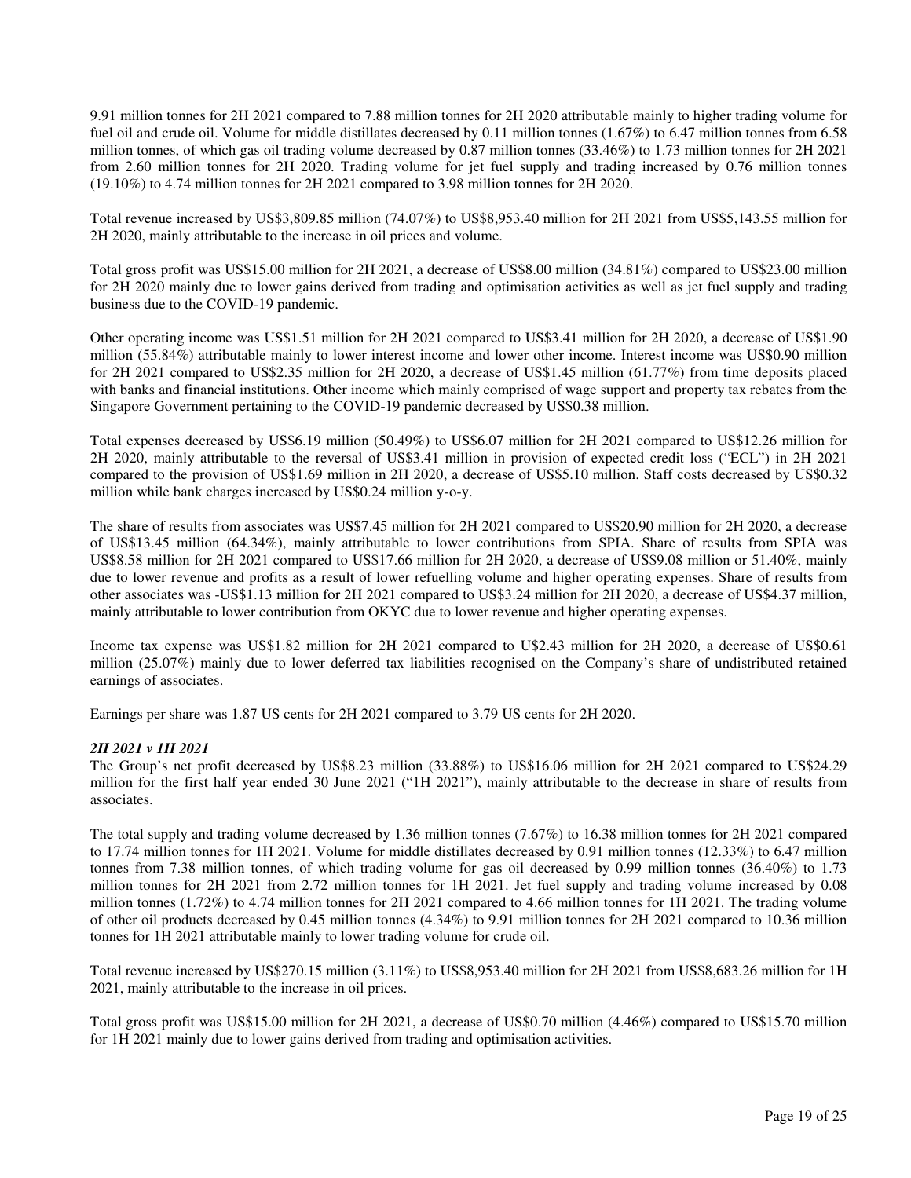9.91 million tonnes for 2H 2021 compared to 7.88 million tonnes for 2H 2020 attributable mainly to higher trading volume for fuel oil and crude oil. Volume for middle distillates decreased by 0.11 million tonnes (1.67%) to 6.47 million tonnes from 6.58 million tonnes, of which gas oil trading volume decreased by 0.87 million tonnes (33.46%) to 1.73 million tonnes for 2H 2021 from 2.60 million tonnes for 2H 2020. Trading volume for jet fuel supply and trading increased by 0.76 million tonnes (19.10%) to 4.74 million tonnes for 2H 2021 compared to 3.98 million tonnes for 2H 2020.

Total revenue increased by US$3,809.85 million (74.07%) to US$8,953.40 million for 2H 2021 from US$5,143.55 million for 2H 2020, mainly attributable to the increase in oil prices and volume.

Total gross profit was US$15.00 million for 2H 2021, a decrease of US$8.00 million (34.81%) compared to US$23.00 million for 2H 2020 mainly due to lower gains derived from trading and optimisation activities as well as jet fuel supply and trading business due to the COVID-19 pandemic.

Other operating income was US$1.51 million for 2H 2021 compared to US$3.41 million for 2H 2020, a decrease of US$1.90 million (55.84%) attributable mainly to lower interest income and lower other income. Interest income was US$0.90 million for 2H 2021 compared to US$2.35 million for 2H 2020, a decrease of US$1.45 million (61.77%) from time deposits placed with banks and financial institutions. Other income which mainly comprised of wage support and property tax rebates from the Singapore Government pertaining to the COVID-19 pandemic decreased by US$0.38 million.

Total expenses decreased by US$6.19 million (50.49%) to US$6.07 million for 2H 2021 compared to US$12.26 million for 2H 2020, mainly attributable to the reversal of US$3.41 million in provision of expected credit loss ("ECL") in 2H 2021 compared to the provision of US$1.69 million in 2H 2020, a decrease of US$5.10 million. Staff costs decreased by US$0.32 million while bank charges increased by US$0.24 million y-o-y.

The share of results from associates was US$7.45 million for 2H 2021 compared to US$20.90 million for 2H 2020, a decrease of US$13.45 million (64.34%), mainly attributable to lower contributions from SPIA. Share of results from SPIA was US$8.58 million for 2H 2021 compared to US$17.66 million for 2H 2020, a decrease of US$9.08 million or 51.40%, mainly due to lower revenue and profits as a result of lower refuelling volume and higher operating expenses. Share of results from other associates was -US$1.13 million for 2H 2021 compared to US$3.24 million for 2H 2020, a decrease of US$4.37 million, mainly attributable to lower contribution from OKYC due to lower revenue and higher operating expenses.

Income tax expense was US$1.82 million for 2H 2021 compared to U$2.43 million for 2H 2020, a decrease of US$0.61 million (25.07%) mainly due to lower deferred tax liabilities recognised on the Company's share of undistributed retained earnings of associates.

Earnings per share was 1.87 US cents for 2H 2021 compared to 3.79 US cents for 2H 2020.

***2H 2021 v 1H 2021***

The Group's net profit decreased by US$8.23 million (33.88%) to US$16.06 million for 2H 2021 compared to US$24.29 million for the first half year ended 30 June 2021 ("1H 2021"), mainly attributable to the decrease in share of results from associates.

The total supply and trading volume decreased by 1.36 million tonnes (7.67%) to 16.38 million tonnes for 2H 2021 compared to 17.74 million tonnes for 1H 2021. Volume for middle distillates decreased by 0.91 million tonnes (12.33%) to 6.47 million tonnes from 7.38 million tonnes, of which trading volume for gas oil decreased by 0.99 million tonnes (36.40%) to 1.73 million tonnes for 2H 2021 from 2.72 million tonnes for 1H 2021. Jet fuel supply and trading volume increased by 0.08 million tonnes (1.72%) to 4.74 million tonnes for 2H 2021 compared to 4.66 million tonnes for 1H 2021. The trading volume of other oil products decreased by 0.45 million tonnes (4.34%) to 9.91 million tonnes for 2H 2021 compared to 10.36 million tonnes for 1H 2021 attributable mainly to lower trading volume for crude oil.

Total revenue increased by US$270.15 million (3.11%) to US$8,953.40 million for 2H 2021 from US$8,683.26 million for 1H 2021, mainly attributable to the increase in oil prices.

Total gross profit was US$15.00 million for 2H 2021, a decrease of US$0.70 million (4.46%) compared to US$15.70 million for 1H 2021 mainly due to lower gains derived from trading and optimisation activities.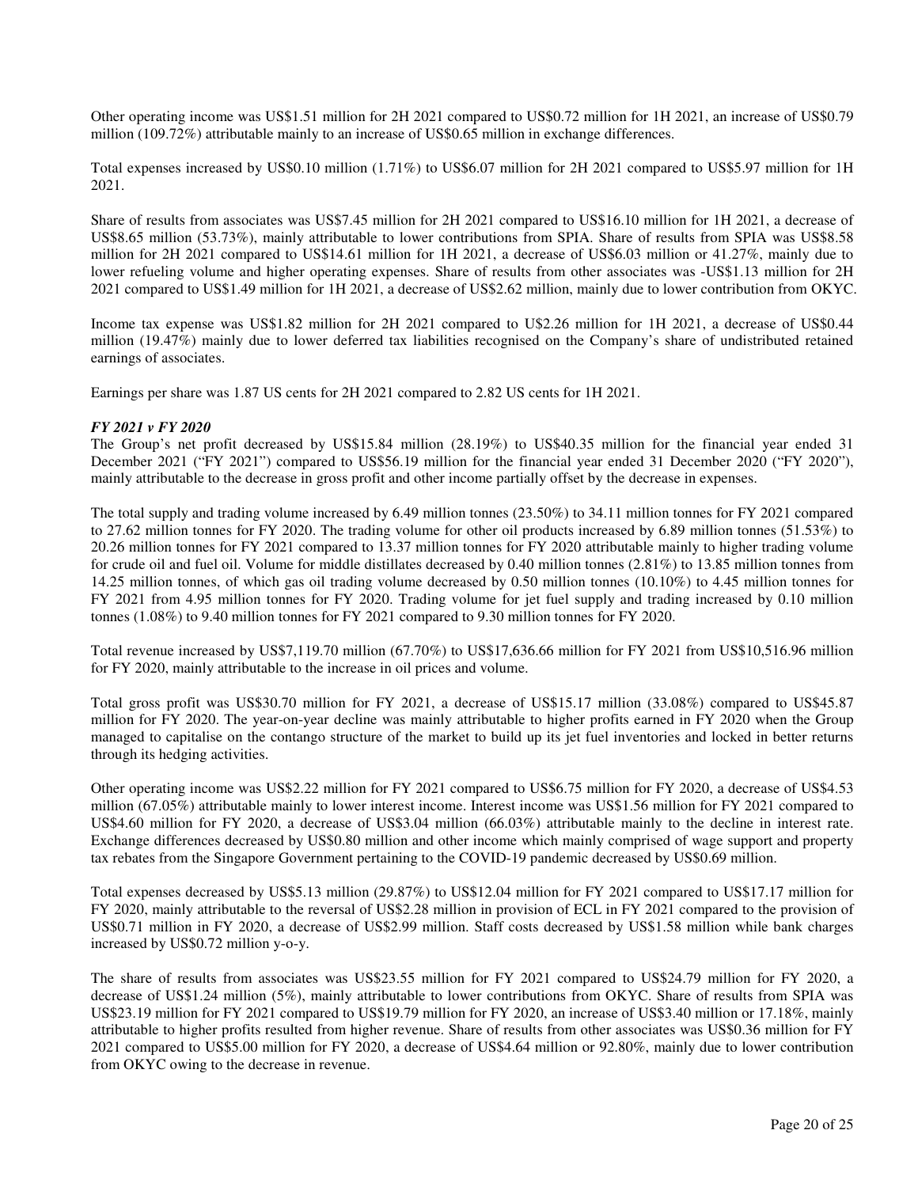Other operating income was US$1.51 million for 2H 2021 compared to US$0.72 million for 1H 2021, an increase of US$0.79 million (109.72%) attributable mainly to an increase of US$0.65 million in exchange differences.

Total expenses increased by US$0.10 million (1.71%) to US$6.07 million for 2H 2021 compared to US$5.97 million for 1H 2021.

Share of results from associates was US$7.45 million for 2H 2021 compared to US$16.10 million for 1H 2021, a decrease of US$8.65 million (53.73%), mainly attributable to lower contributions from SPIA. Share of results from SPIA was US$8.58 million for 2H 2021 compared to US$14.61 million for 1H 2021, a decrease of US$6.03 million or 41.27%, mainly due to lower refueling volume and higher operating expenses. Share of results from other associates was -US$1.13 million for 2H 2021 compared to US$1.49 million for 1H 2021, a decrease of US$2.62 million, mainly due to lower contribution from OKYC.

Income tax expense was US$1.82 million for 2H 2021 compared to U$2.26 million for 1H 2021, a decrease of US$0.44 million (19.47%) mainly due to lower deferred tax liabilities recognised on the Company's share of undistributed retained earnings of associates.

Earnings per share was 1.87 US cents for 2H 2021 compared to 2.82 US cents for 1H 2021.

***FY 2021 v FY 2020***

The Group's net profit decreased by US$15.84 million (28.19%) to US$40.35 million for the financial year ended 31 December 2021 ("FY 2021") compared to US$56.19 million for the financial year ended 31 December 2020 ("FY 2020"), mainly attributable to the decrease in gross profit and other income partially offset by the decrease in expenses.

The total supply and trading volume increased by 6.49 million tonnes (23.50%) to 34.11 million tonnes for FY 2021 compared to 27.62 million tonnes for FY 2020. The trading volume for other oil products increased by 6.89 million tonnes (51.53%) to 20.26 million tonnes for FY 2021 compared to 13.37 million tonnes for FY 2020 attributable mainly to higher trading volume for crude oil and fuel oil. Volume for middle distillates decreased by 0.40 million tonnes (2.81%) to 13.85 million tonnes from 14.25 million tonnes, of which gas oil trading volume decreased by 0.50 million tonnes (10.10%) to 4.45 million tonnes for FY 2021 from 4.95 million tonnes for FY 2020. Trading volume for jet fuel supply and trading increased by 0.10 million tonnes (1.08%) to 9.40 million tonnes for FY 2021 compared to 9.30 million tonnes for FY 2020.

Total revenue increased by US$7,119.70 million (67.70%) to US$17,636.66 million for FY 2021 from US$10,516.96 million for FY 2020, mainly attributable to the increase in oil prices and volume.

Total gross profit was US$30.70 million for FY 2021, a decrease of US$15.17 million (33.08%) compared to US$45.87 million for FY 2020. The year-on-year decline was mainly attributable to higher profits earned in FY 2020 when the Group managed to capitalise on the contango structure of the market to build up its jet fuel inventories and locked in better returns through its hedging activities.

Other operating income was US$2.22 million for FY 2021 compared to US$6.75 million for FY 2020, a decrease of US$4.53 million (67.05%) attributable mainly to lower interest income. Interest income was US$1.56 million for FY 2021 compared to US$4.60 million for FY 2020, a decrease of US$3.04 million (66.03%) attributable mainly to the decline in interest rate. Exchange differences decreased by US$0.80 million and other income which mainly comprised of wage support and property tax rebates from the Singapore Government pertaining to the COVID-19 pandemic decreased by US$0.69 million.

Total expenses decreased by US$5.13 million (29.87%) to US$12.04 million for FY 2021 compared to US$17.17 million for FY 2020, mainly attributable to the reversal of US$2.28 million in provision of ECL in FY 2021 compared to the provision of US$0.71 million in FY 2020, a decrease of US$2.99 million. Staff costs decreased by US$1.58 million while bank charges increased by US$0.72 million y-o-y.

The share of results from associates was US$23.55 million for FY 2021 compared to US$24.79 million for FY 2020, a decrease of US$1.24 million (5%), mainly attributable to lower contributions from OKYC. Share of results from SPIA was US$23.19 million for FY 2021 compared to US$19.79 million for FY 2020, an increase of US$3.40 million or 17.18%, mainly attributable to higher profits resulted from higher revenue. Share of results from other associates was US$0.36 million for FY 2021 compared to US$5.00 million for FY 2020, a decrease of US$4.64 million or 92.80%, mainly due to lower contribution from OKYC owing to the decrease in revenue.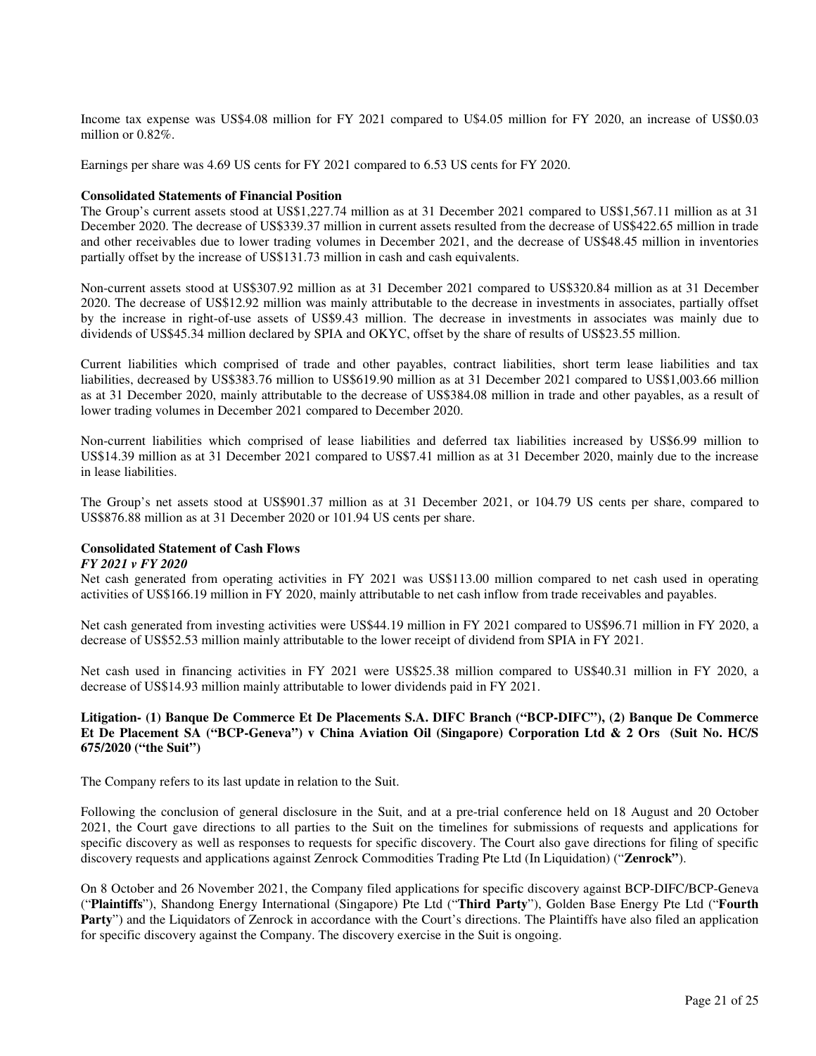Income tax expense was US$4.08 million for FY 2021 compared to U$4.05 million for FY 2020, an increase of US$0.03 million or 0.82%.

Earnings per share was 4.69 US cents for FY 2021 compared to 6.53 US cents for FY 2020.

**Consolidated Statements of Financial Position**

The Group's current assets stood at US$1,227.74 million as at 31 December 2021 compared to US$1,567.11 million as at 31 December 2020. The decrease of US$339.37 million in current assets resulted from the decrease of US$422.65 million in trade and other receivables due to lower trading volumes in December 2021, and the decrease of US$48.45 million in inventories partially offset by the increase of US$131.73 million in cash and cash equivalents.

Non-current assets stood at US$307.92 million as at 31 December 2021 compared to US$320.84 million as at 31 December 2020. The decrease of US$12.92 million was mainly attributable to the decrease in investments in associates, partially offset by the increase in right-of-use assets of US$9.43 million. The decrease in investments in associates was mainly due to dividends of US$45.34 million declared by SPIA and OKYC, offset by the share of results of US$23.55 million.

Current liabilities which comprised of trade and other payables, contract liabilities, short term lease liabilities and tax liabilities, decreased by US$383.76 million to US$619.90 million as at 31 December 2021 compared to US$1,003.66 million as at 31 December 2020, mainly attributable to the decrease of US$384.08 million in trade and other payables, as a result of lower trading volumes in December 2021 compared to December 2020.

Non-current liabilities which comprised of lease liabilities and deferred tax liabilities increased by US$6.99 million to US$14.39 million as at 31 December 2021 compared to US$7.41 million as at 31 December 2020, mainly due to the increase in lease liabilities.

The Group's net assets stood at US$901.37 million as at 31 December 2021, or 104.79 US cents per share, compared to US$876.88 million as at 31 December 2020 or 101.94 US cents per share.

**Consolidated Statement of Cash Flows**

***FY 2021 v FY 2020***

Net cash generated from operating activities in FY 2021 was US$113.00 million compared to net cash used in operating activities of US$166.19 million in FY 2020, mainly attributable to net cash inflow from trade receivables and payables.

Net cash generated from investing activities were US$44.19 million in FY 2021 compared to US$96.71 million in FY 2020, a decrease of US$52.53 million mainly attributable to the lower receipt of dividend from SPIA in FY 2021.

Net cash used in financing activities in FY 2021 were US$25.38 million compared to US$40.31 million in FY 2020, a decrease of US$14.93 million mainly attributable to lower dividends paid in FY 2021.

**Litigation- (1) Banque De Commerce Et De Placements S.A. DIFC Branch ("BCP-DIFC"), (2) Banque De Commerce Et De Placement SA ("BCP-Geneva") v China Aviation Oil (Singapore) Corporation Ltd & 2 Ors (Suit No. HC/S 675/2020 ("the Suit")**

The Company refers to its last update in relation to the Suit.

Following the conclusion of general disclosure in the Suit, and at a pre-trial conference held on 18 August and 20 October 2021, the Court gave directions to all parties to the Suit on the timelines for submissions of requests and applications for specific discovery as well as responses to requests for specific discovery. The Court also gave directions for filing of specific discovery requests and applications against Zenrock Commodities Trading Pte Ltd (In Liquidation) ("**Zenrock"**).

On 8 October and 26 November 2021, the Company filed applications for specific discovery against BCP-DIFC/BCP-Geneva ("**Plaintiffs**"), Shandong Energy International (Singapore) Pte Ltd ("**Third Party**"), Golden Base Energy Pte Ltd ("**Fourth Party**") and the Liquidators of Zenrock in accordance with the Court's directions. The Plaintiffs have also filed an application for specific discovery against the Company. The discovery exercise in the Suit is ongoing.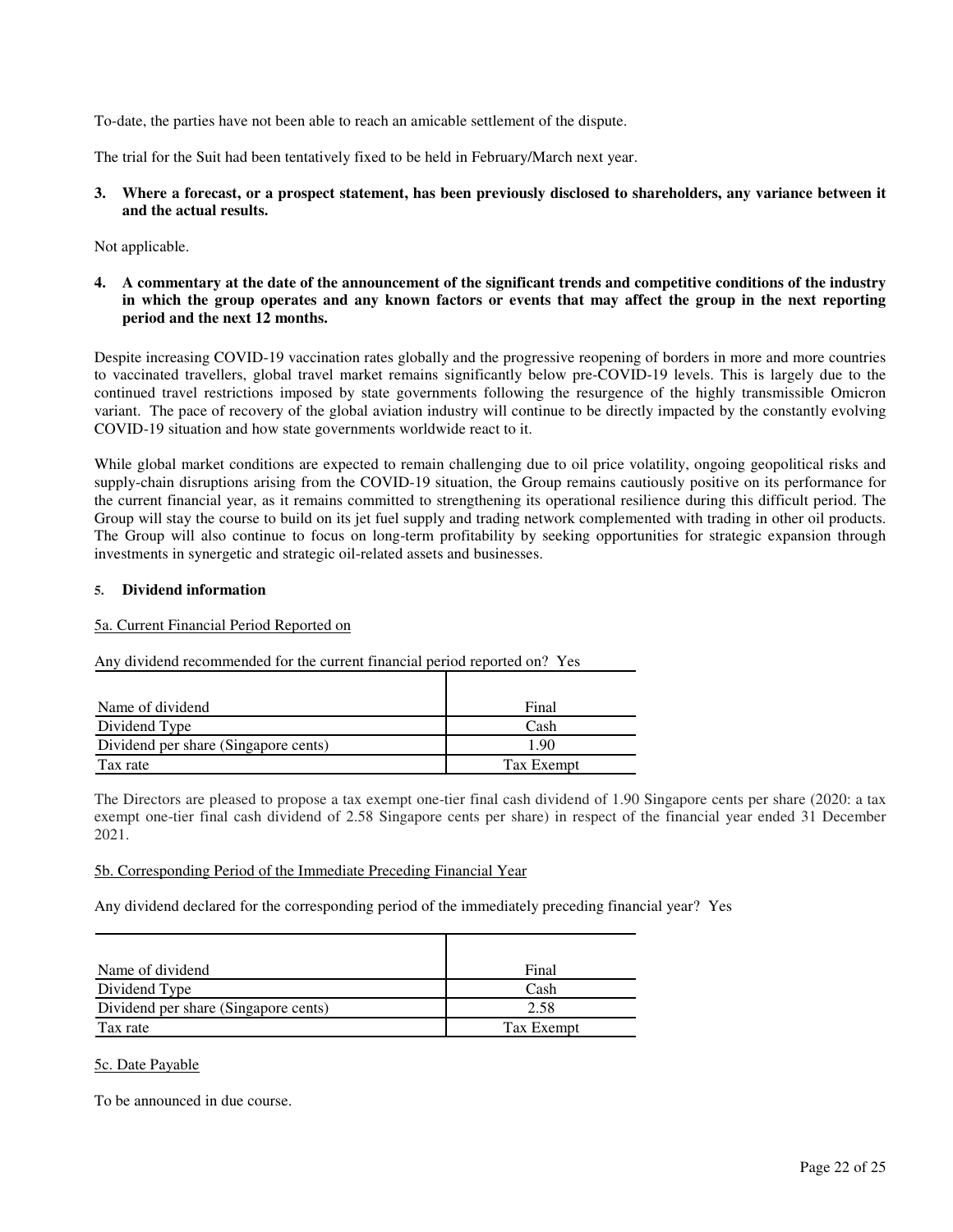To-date, the parties have not been able to reach an amicable settlement of the dispute.

The trial for the Suit had been tentatively fixed to be held in February/March next year.

**3. Where a forecast, or a prospect statement, has been previously disclosed to shareholders, any variance between it and the actual results.**

Not applicable.

**4. A commentary at the date of the announcement of the significant trends and competitive conditions of the industry in which the group operates and any known factors or events that may affect the group in the next reporting period and the next 12 months.**

Despite increasing COVID-19 vaccination rates globally and the progressive reopening of borders in more and more countries to vaccinated travellers, global travel market remains significantly below pre-COVID-19 levels. This is largely due to the continued travel restrictions imposed by state governments following the resurgence of the highly transmissible Omicron variant. The pace of recovery of the global aviation industry will continue to be directly impacted by the constantly evolving COVID-19 situation and how state governments worldwide react to it.

While global market conditions are expected to remain challenging due to oil price volatility, ongoing geopolitical risks and supply-chain disruptions arising from the COVID-19 situation, the Group remains cautiously positive on its performance for the current financial year, as it remains committed to strengthening its operational resilience during this difficult period. The Group will stay the course to build on its jet fuel supply and trading network complemented with trading in other oil products. The Group will also continue to focus on long-term profitability by seeking opportunities for strategic expansion through investments in synergetic and strategic oil-related assets and businesses.

**5. Dividend information**

5a. Current Financial Period Reported on

Any dividend recommended for the current financial period reported on? Yes

| | |
|---|---|
| Name of dividend | Final |
| Dividend Type | Cash |
| Dividend per share (Singapore cents) | 1.90 |
| Tax rate | Tax Exempt |

The Directors are pleased to propose a tax exempt one-tier final cash dividend of 1.90 Singapore cents per share (2020: a tax exempt one-tier final cash dividend of 2.58 Singapore cents per share) in respect of the financial year ended 31 December 2021.

5b. Corresponding Period of the Immediate Preceding Financial Year

Any dividend declared for the corresponding period of the immediately preceding financial year? Yes

| | |
|---|---|
| Name of dividend | Final |
| Dividend Type | Cash |
| Dividend per share (Singapore cents) | 2.58 |
| Tax rate | Tax Exempt |

5c. Date Payable

To be announced in due course.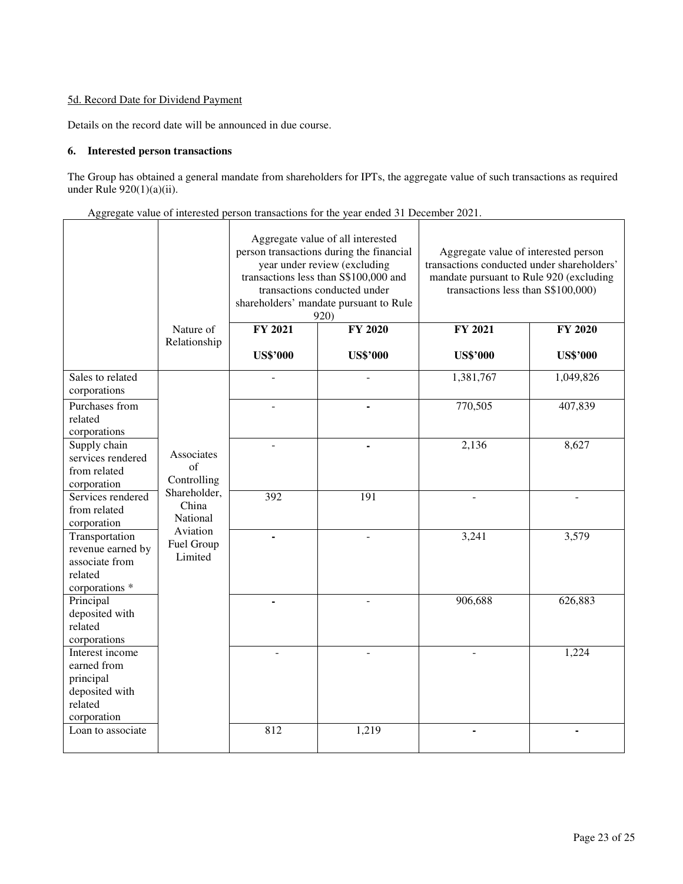5d. Record Date for Dividend Payment

Details on the record date will be announced in due course.

**6. Interested person transactions**

The Group has obtained a general mandate from shareholders for IPTs, the aggregate value of such transactions as required under Rule 920(1)(a)(ii).

Aggregate value of interested person transactions for the year ended 31 December 2021.

| | Nature of Relationship | Aggregate value of all interested person transactions during the financial year under review (excluding transactions less than S$100,000 and transactions conducted under shareholders' mandate pursuant to Rule 920) | | Aggregate value of interested person transactions conducted under shareholders' mandate pursuant to Rule 920 (excluding transactions less than S$100,000) | |
|---|---|---|---|---|---|
| | | **FY 2021** **US$'000** | **FY 2020** **US$'000** | **FY 2021** **US$'000** | **FY 2020** **US$'000** |
| Sales to related corporations | Associates of Controlling Shareholder, China National Aviation Fuel Group Limited | - | - | 1,381,767 | 1,049,826 |
| Purchases from related corporations | | - | - | 770,505 | 407,839 |
| Supply chain services rendered from related corporation | | - | - | 2,136 | 8,627 |
| Services rendered from related corporation | | 392 | 191 | - | - |
| Transportation revenue earned by associate from related corporations * | | - | - | 3,241 | 3,579 |
| Principal deposited with related corporations | | - | - | 906,688 | 626,883 |
| Interest income earned from principal deposited with related corporation | | - | - | - | 1,224 |
| Loan to associate | | 812 | 1,219 | - | - |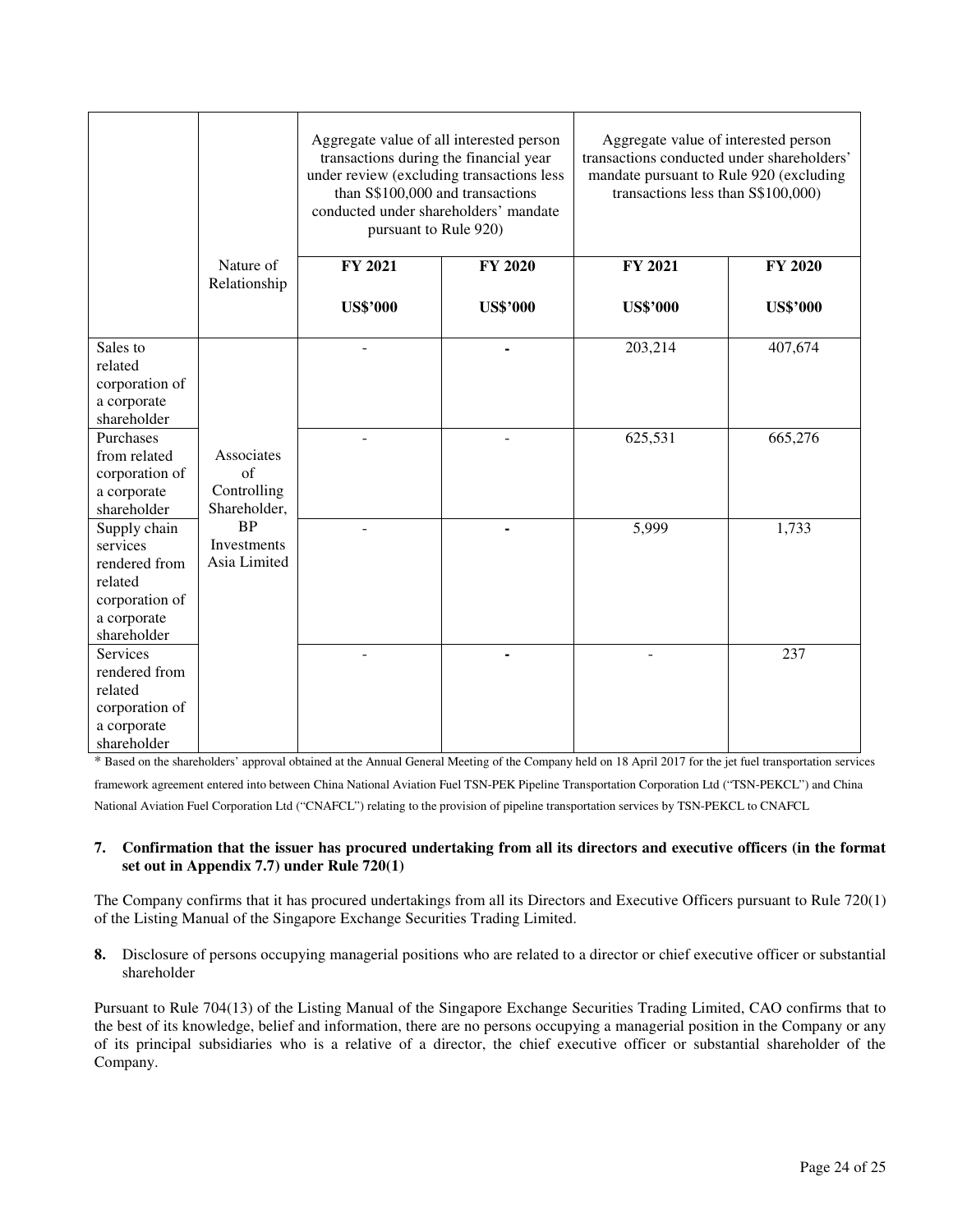| | Nature of Relationship | Aggregate value of all interested person transactions during the financial year under review (excluding transactions less than S$100,000 and transactions conducted under shareholders' mandate pursuant to Rule 920) | | Aggregate value of interested person transactions conducted under shareholders' mandate pursuant to Rule 920 (excluding transactions less than S$100,000) | |
|---|---|---|---|---|---|
| | | FY 2021<br>US$'000 | FY 2020<br>US$'000 | FY 2021<br>US$'000 | FY 2020<br>US$'000 |
| Sales to related corporation of a corporate shareholder | Associates of Controlling Shareholder, BP Investments Asia Limited | - | - | 203,214 | 407,674 |
| Purchases from related corporation of a corporate shareholder | | - | - | 625,531 | 665,276 |
| Supply chain services rendered from related corporation of a corporate shareholder | | - | - | 5,999 | 1,733 |
| Services rendered from related corporation of a corporate shareholder | | - | - | - | 237 |

* Based on the shareholders' approval obtained at the Annual General Meeting of the Company held on 18 April 2017 for the jet fuel transportation services framework agreement entered into between China National Aviation Fuel TSN-PEK Pipeline Transportation Corporation Ltd ("TSN-PEKCL") and China National Aviation Fuel Corporation Ltd ("CNAFCL") relating to the provision of pipeline transportation services by TSN-PEKCL to CNAFCL

**7. Confirmation that the issuer has procured undertaking from all its directors and executive officers (in the format set out in Appendix 7.7) under Rule 720(1)**

The Company confirms that it has procured undertakings from all its Directors and Executive Officers pursuant to Rule 720(1) of the Listing Manual of the Singapore Exchange Securities Trading Limited.

**8.** Disclosure of persons occupying managerial positions who are related to a director or chief executive officer or substantial shareholder

Pursuant to Rule 704(13) of the Listing Manual of the Singapore Exchange Securities Trading Limited, CAO confirms that to the best of its knowledge, belief and information, there are no persons occupying a managerial position in the Company or any of its principal subsidiaries who is a relative of a director, the chief executive officer or substantial shareholder of the Company.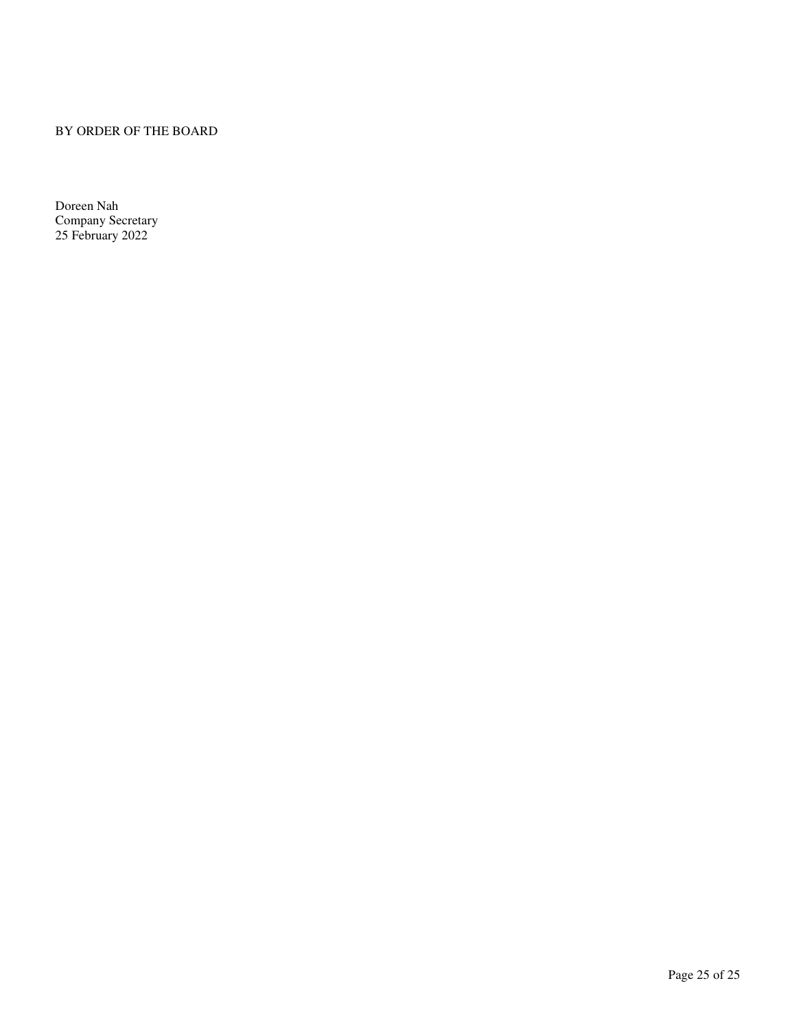BY ORDER OF THE BOARD

Doreen Nah
Company Secretary
25 February 2022